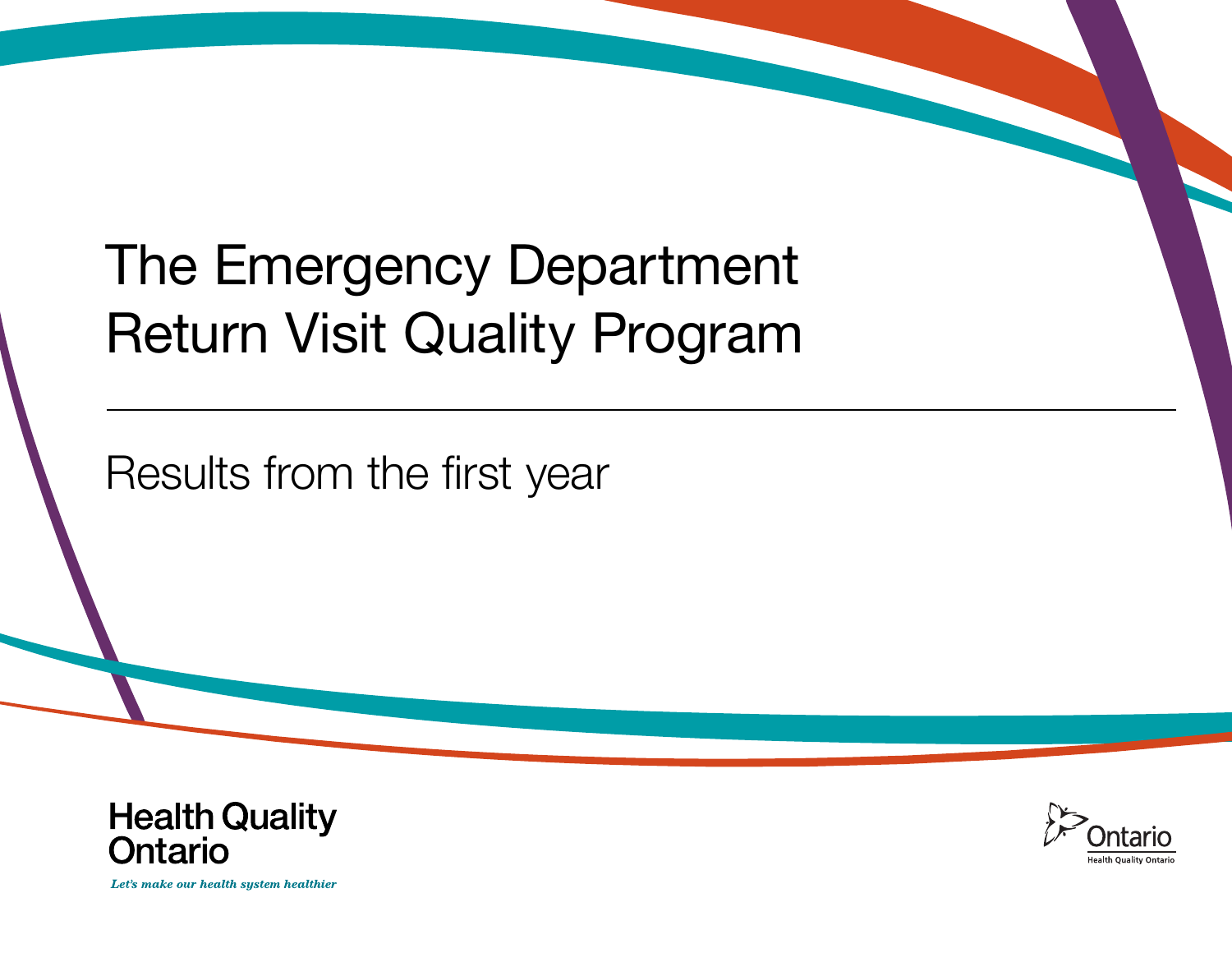# The Emergency Department Return Visit Quality Program

## Results from the first year

Health Quality Ontario

*Let's make our health system healthier*

Ontario

Health Quality Ontario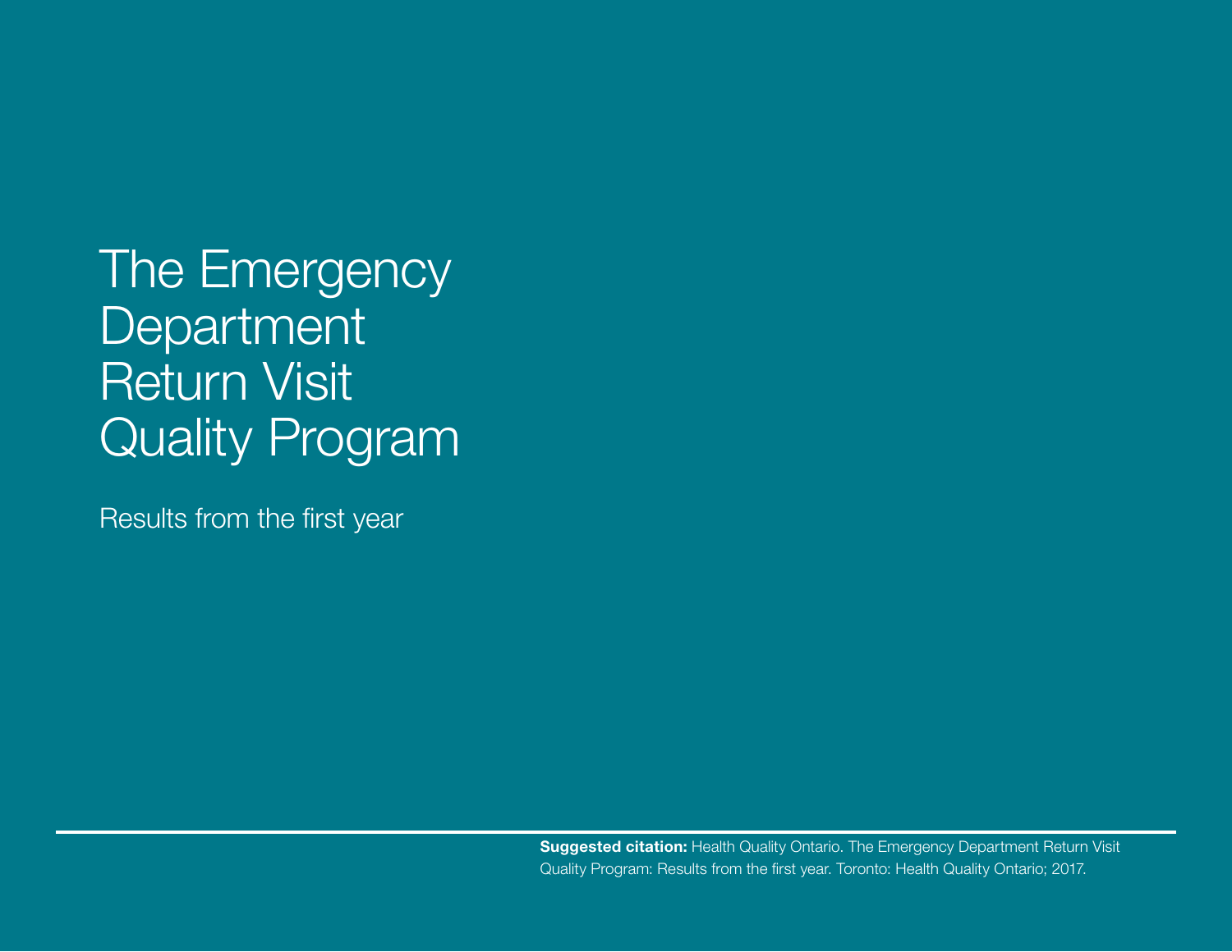# The Emergency Department Return Visit Quality Program

Results from the first year

**Suggested citation:** Health Quality Ontario. The Emergency Department Return Visit Quality Program: Results from the first year. Toronto: Health Quality Ontario; 2017.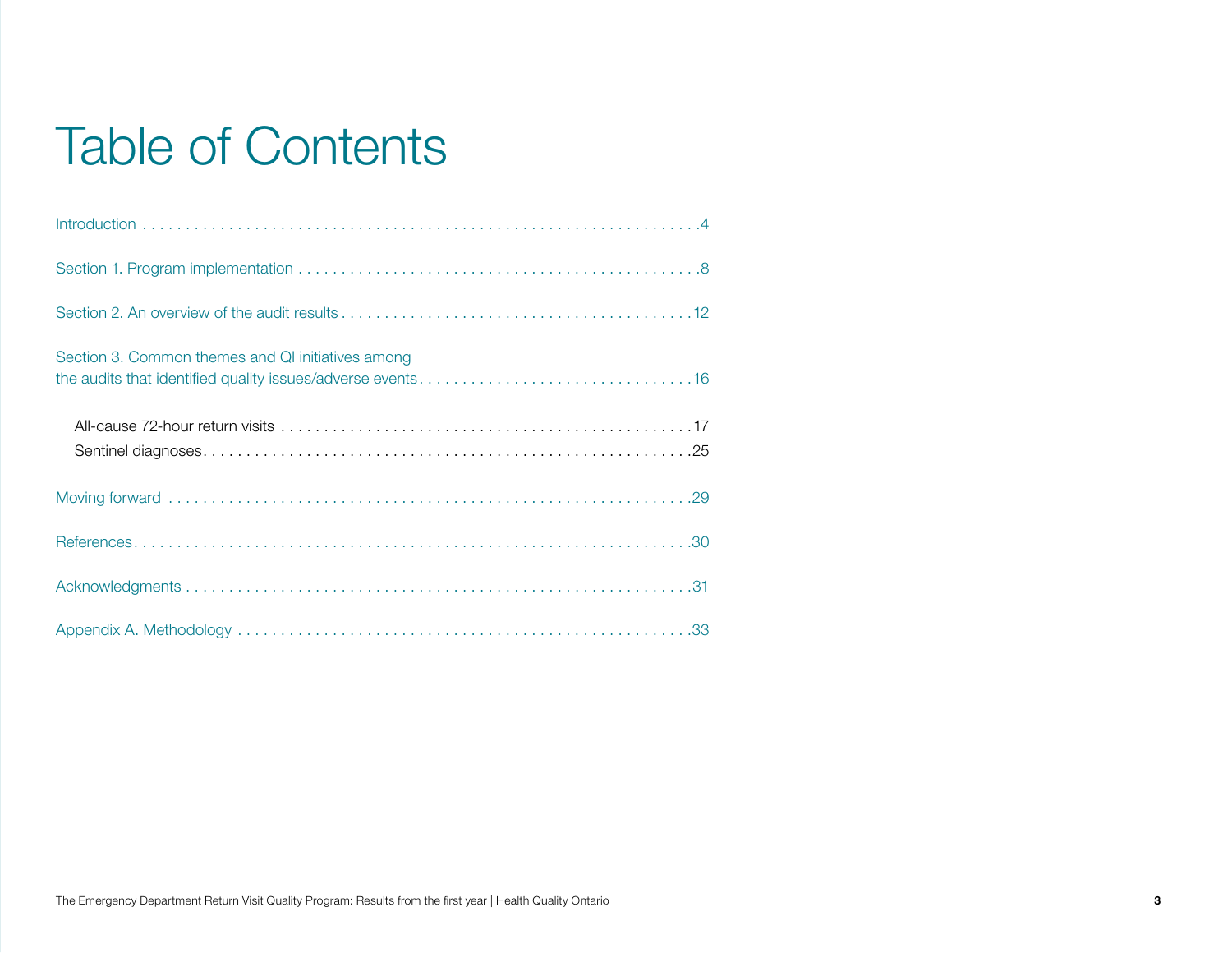# Table of Contents

Introduction . . . . . . . . . . . . . . . . . . . . . . . . . . . . . . . . . . . . . . . . . . . . . . . . . . . . . . . . . . . . . . . . . 4

Section 1. Program implementation . . . . . . . . . . . . . . . . . . . . . . . . . . . . . . . . . . . . . . . . . . . . . . . . 8

Section 2. An overview of the audit results . . . . . . . . . . . . . . . . . . . . . . . . . . . . . . . . . . . . . . . . . 12

Section 3. Common themes and QI initiatives among the audits that identified quality issues/adverse events . . . . . . . . . . . . . . . . . . . . . . . . . . . . . . . . 16

- All-cause 72-hour return visits . . . . . . . . . . . . . . . . . . . . . . . . . . . . . . . . . . . . . . . . . . . . . . . . 17
- Sentinel diagnoses . . . . . . . . . . . . . . . . . . . . . . . . . . . . . . . . . . . . . . . . . . . . . . . . . . . . . . . . . 25

Moving forward . . . . . . . . . . . . . . . . . . . . . . . . . . . . . . . . . . . . . . . . . . . . . . . . . . . . . . . . . . . . . 29

References . . . . . . . . . . . . . . . . . . . . . . . . . . . . . . . . . . . . . . . . . . . . . . . . . . . . . . . . . . . . . . . 30

Acknowledgments . . . . . . . . . . . . . . . . . . . . . . . . . . . . . . . . . . . . . . . . . . . . . . . . . . . . . . . . . . . 31

Appendix A. Methodology . . . . . . . . . . . . . . . . . . . . . . . . . . . . . . . . . . . . . . . . . . . . . . . . . . . . . 33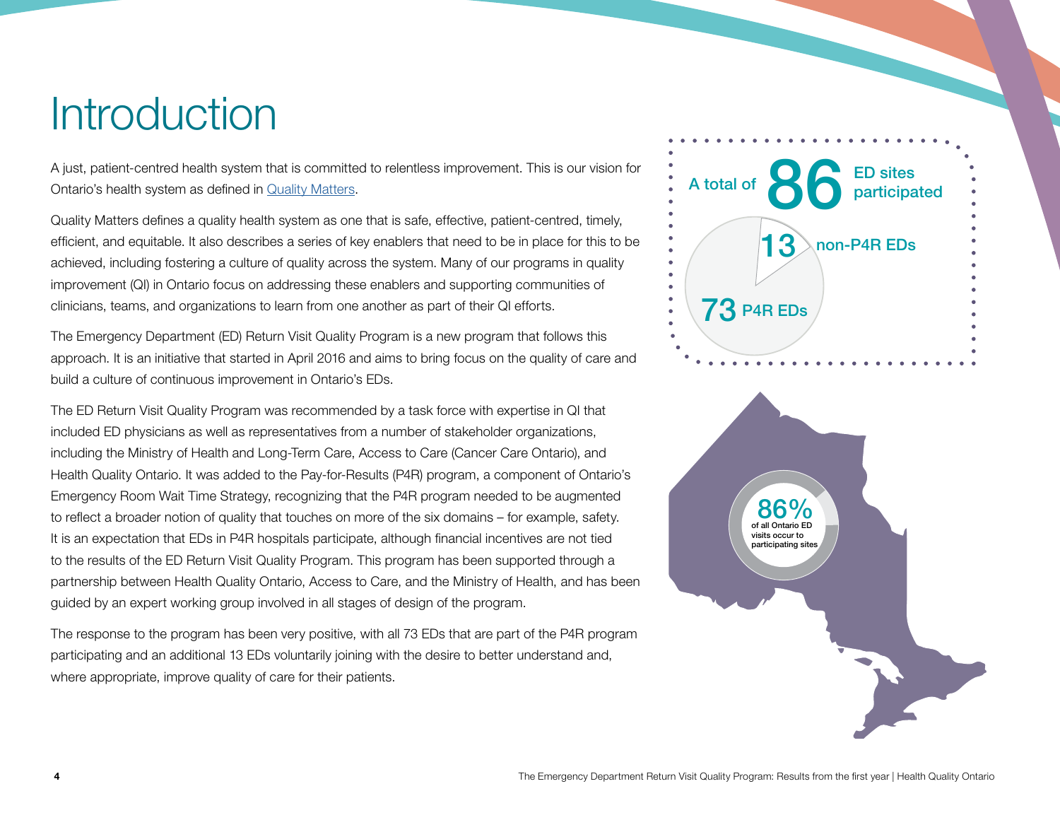# Introduction

A just, patient-centred health system that is committed to relentless improvement. This is our vision for Ontario's health system as defined in Quality Matters.

Quality Matters defines a quality health system as one that is safe, effective, patient-centred, timely, efficient, and equitable. It also describes a series of key enablers that need to be in place for this to be achieved, including fostering a culture of quality across the system. Many of our programs in quality improvement (QI) in Ontario focus on addressing these enablers and supporting communities of clinicians, teams, and organizations to learn from one another as part of their QI efforts.

The Emergency Department (ED) Return Visit Quality Program is a new program that follows this approach. It is an initiative that started in April 2016 and aims to bring focus on the quality of care and build a culture of continuous improvement in Ontario's EDs.

The ED Return Visit Quality Program was recommended by a task force with expertise in QI that included ED physicians as well as representatives from a number of stakeholder organizations, including the Ministry of Health and Long-Term Care, Access to Care (Cancer Care Ontario), and Health Quality Ontario. It was added to the Pay-for-Results (P4R) program, a component of Ontario's Emergency Room Wait Time Strategy, recognizing that the P4R program needed to be augmented to reflect a broader notion of quality that touches on more of the six domains – for example, safety. It is an expectation that EDs in P4R hospitals participate, although financial incentives are not tied to the results of the ED Return Visit Quality Program. This program has been supported through a partnership between Health Quality Ontario, Access to Care, and the Ministry of Health, and has been guided by an expert working group involved in all stages of design of the program.

The response to the program has been very positive, with all 73 EDs that are part of the P4R program participating and an additional 13 EDs voluntarily joining with the desire to better understand and, where appropriate, improve quality of care for their patients.

A total of **86** ED sites participated

13 non-P4R EDs

73 P4R EDs

86% of all Ontario ED visits occur to participating sites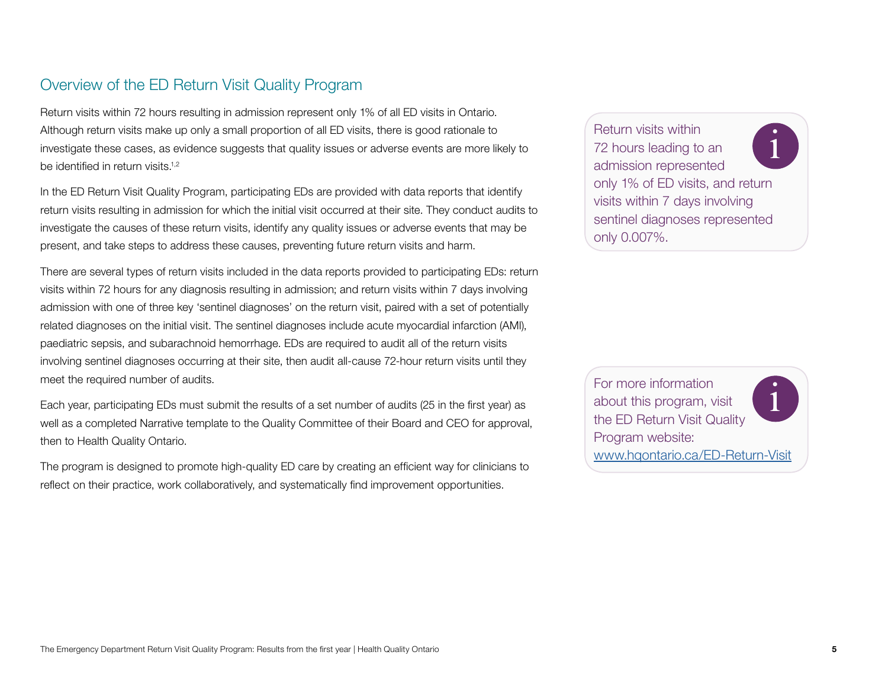## Overview of the ED Return Visit Quality Program

Return visits within 72 hours resulting in admission represent only 1% of all ED visits in Ontario. Although return visits make up only a small proportion of all ED visits, there is good rationale to investigate these cases, as evidence suggests that quality issues or adverse events are more likely to be identified in return visits.[1,2]

In the ED Return Visit Quality Program, participating EDs are provided with data reports that identify return visits resulting in admission for which the initial visit occurred at their site. They conduct audits to investigate the causes of these return visits, identify any quality issues or adverse events that may be present, and take steps to address these causes, preventing future return visits and harm.

There are several types of return visits included in the data reports provided to participating EDs: return visits within 72 hours for any diagnosis resulting in admission; and return visits within 7 days involving admission with one of three key 'sentinel diagnoses' on the return visit, paired with a set of potentially related diagnoses on the initial visit. The sentinel diagnoses include acute myocardial infarction (AMI), paediatric sepsis, and subarachnoid hemorrhage. EDs are required to audit all of the return visits involving sentinel diagnoses occurring at their site, then audit all-cause 72-hour return visits until they meet the required number of audits.

Each year, participating EDs must submit the results of a set number of audits (25 in the first year) as well as a completed Narrative template to the Quality Committee of their Board and CEO for approval, then to Health Quality Ontario.

The program is designed to promote high-quality ED care by creating an efficient way for clinicians to reflect on their practice, work collaboratively, and systematically find improvement opportunities.

> Return visits within 72 hours leading to an admission represented only 1% of ED visits, and return visits within 7 days involving sentinel diagnoses represented only 0.007%.

> For more information about this program, visit the ED Return Visit Quality Program website: www.hqontario.ca/ED-Return-Visit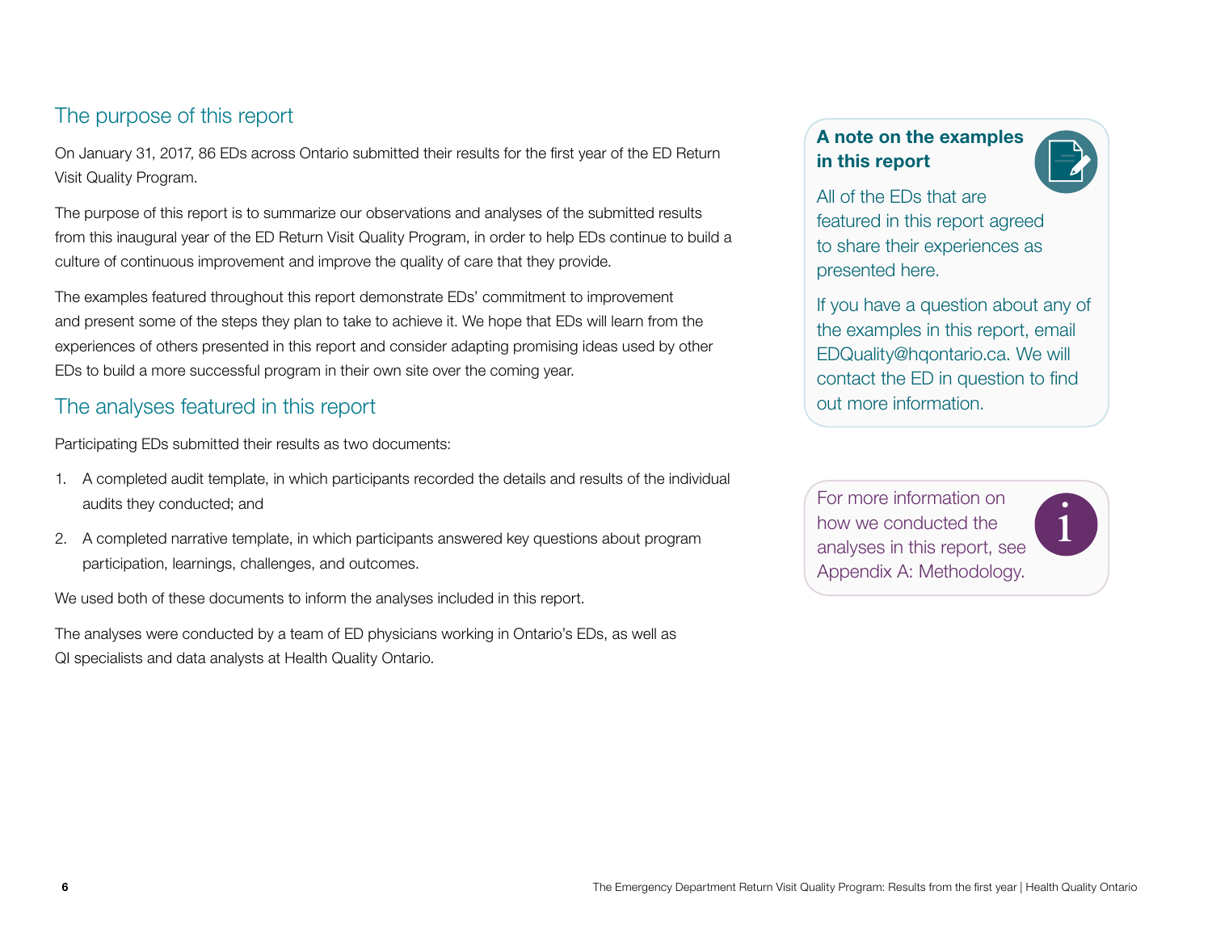## The purpose of this report

On January 31, 2017, 86 EDs across Ontario submitted their results for the first year of the ED Return Visit Quality Program.

The purpose of this report is to summarize our observations and analyses of the submitted results from this inaugural year of the ED Return Visit Quality Program, in order to help EDs continue to build a culture of continuous improvement and improve the quality of care that they provide.

The examples featured throughout this report demonstrate EDs' commitment to improvement and present some of the steps they plan to take to achieve it. We hope that EDs will learn from the experiences of others presented in this report and consider adapting promising ideas used by other EDs to build a more successful program in their own site over the coming year.

## The analyses featured in this report

Participating EDs submitted their results as two documents:

1. A completed audit template, in which participants recorded the details and results of the individual audits they conducted; and
2. A completed narrative template, in which participants answered key questions about program participation, learnings, challenges, and outcomes.

We used both of these documents to inform the analyses included in this report.

The analyses were conducted by a team of ED physicians working in Ontario's EDs, as well as QI specialists and data analysts at Health Quality Ontario.

**A note on the examples in this report**

All of the EDs that are featured in this report agreed to share their experiences as presented here.

If you have a question about any of the examples in this report, email EDQuality@hqontario.ca. We will contact the ED in question to find out more information.

For more information on how we conducted the analyses in this report, see Appendix A: Methodology.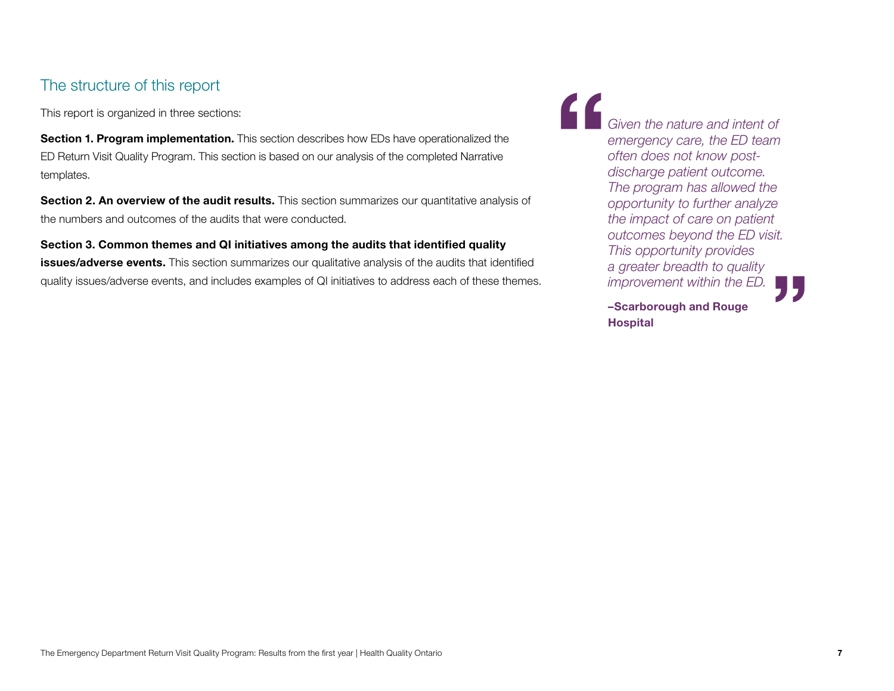## The structure of this report

This report is organized in three sections:

**Section 1. Program implementation.** This section describes how EDs have operationalized the ED Return Visit Quality Program. This section is based on our analysis of the completed Narrative templates.

**Section 2. An overview of the audit results.** This section summarizes our quantitative analysis of the numbers and outcomes of the audits that were conducted.

**Section 3. Common themes and QI initiatives among the audits that identified quality issues/adverse events.** This section summarizes our qualitative analysis of the audits that identified quality issues/adverse events, and includes examples of QI initiatives to address each of these themes.

> *Given the nature and intent of emergency care, the ED team often does not know post-discharge patient outcome. The program has allowed the opportunity to further analyze the impact of care on patient outcomes beyond the ED visit. This opportunity provides a greater breadth to quality improvement within the ED.*
>
> **–Scarborough and Rouge Hospital**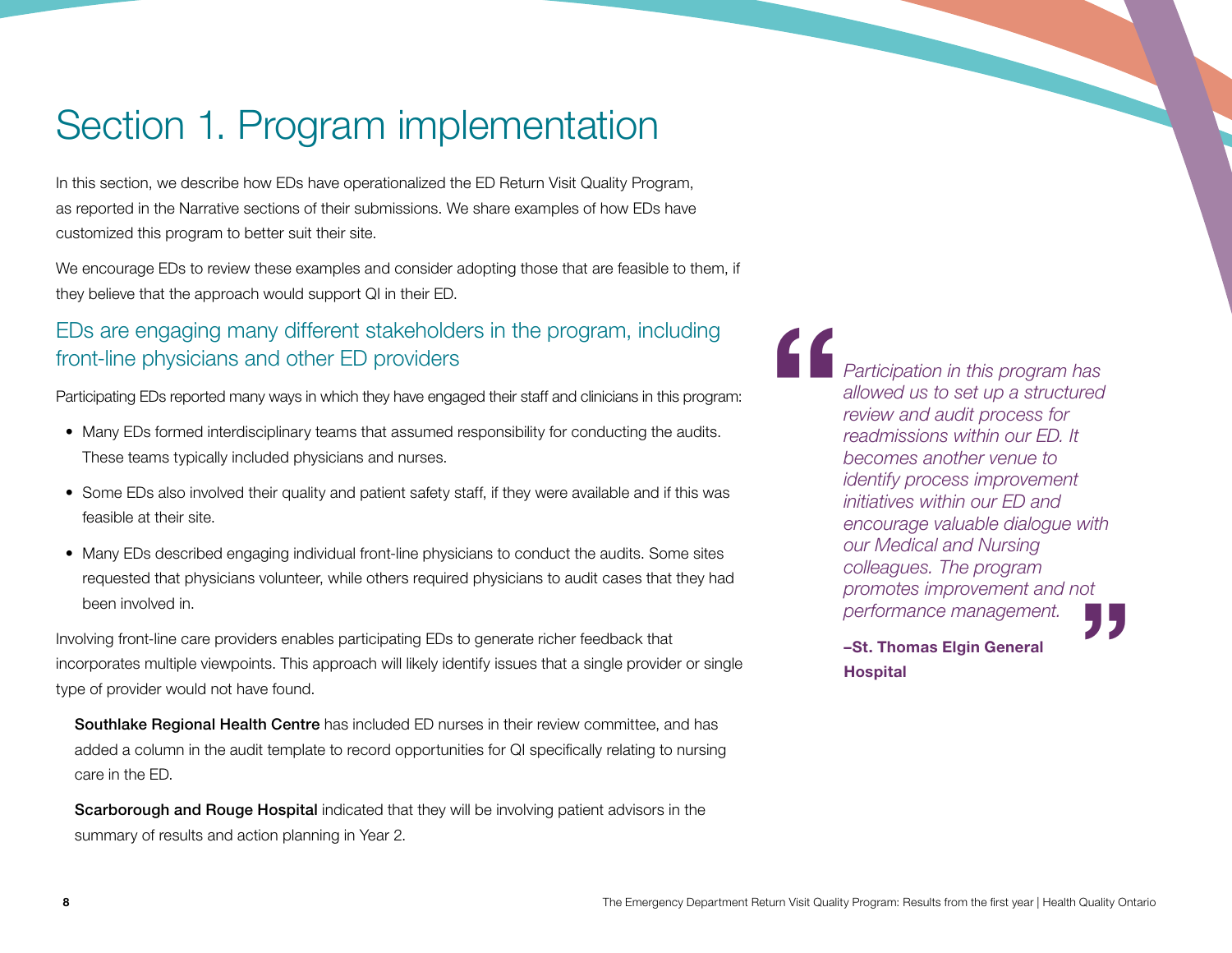# Section 1. Program implementation

In this section, we describe how EDs have operationalized the ED Return Visit Quality Program, as reported in the Narrative sections of their submissions. We share examples of how EDs have customized this program to better suit their site.

We encourage EDs to review these examples and consider adopting those that are feasible to them, if they believe that the approach would support QI in their ED.

## EDs are engaging many different stakeholders in the program, including front-line physicians and other ED providers

Participating EDs reported many ways in which they have engaged their staff and clinicians in this program:

- Many EDs formed interdisciplinary teams that assumed responsibility for conducting the audits. These teams typically included physicians and nurses.
- Some EDs also involved their quality and patient safety staff, if they were available and if this was feasible at their site.
- Many EDs described engaging individual front-line physicians to conduct the audits. Some sites requested that physicians volunteer, while others required physicians to audit cases that they had been involved in.

Involving front-line care providers enables participating EDs to generate richer feedback that incorporates multiple viewpoints. This approach will likely identify issues that a single provider or single type of provider would not have found.

**Southlake Regional Health Centre** has included ED nurses in their review committee, and has added a column in the audit template to record opportunities for QI specifically relating to nursing care in the ED.

**Scarborough and Rouge Hospital** indicated that they will be involving patient advisors in the summary of results and action planning in Year 2.

> *Participation in this program has allowed us to set up a structured review and audit process for readmissions within our ED. It becomes another venue to identify process improvement initiatives within our ED and encourage valuable dialogue with our Medical and Nursing colleagues. The program promotes improvement and not performance management.*
>
> **–St. Thomas Elgin General Hospital**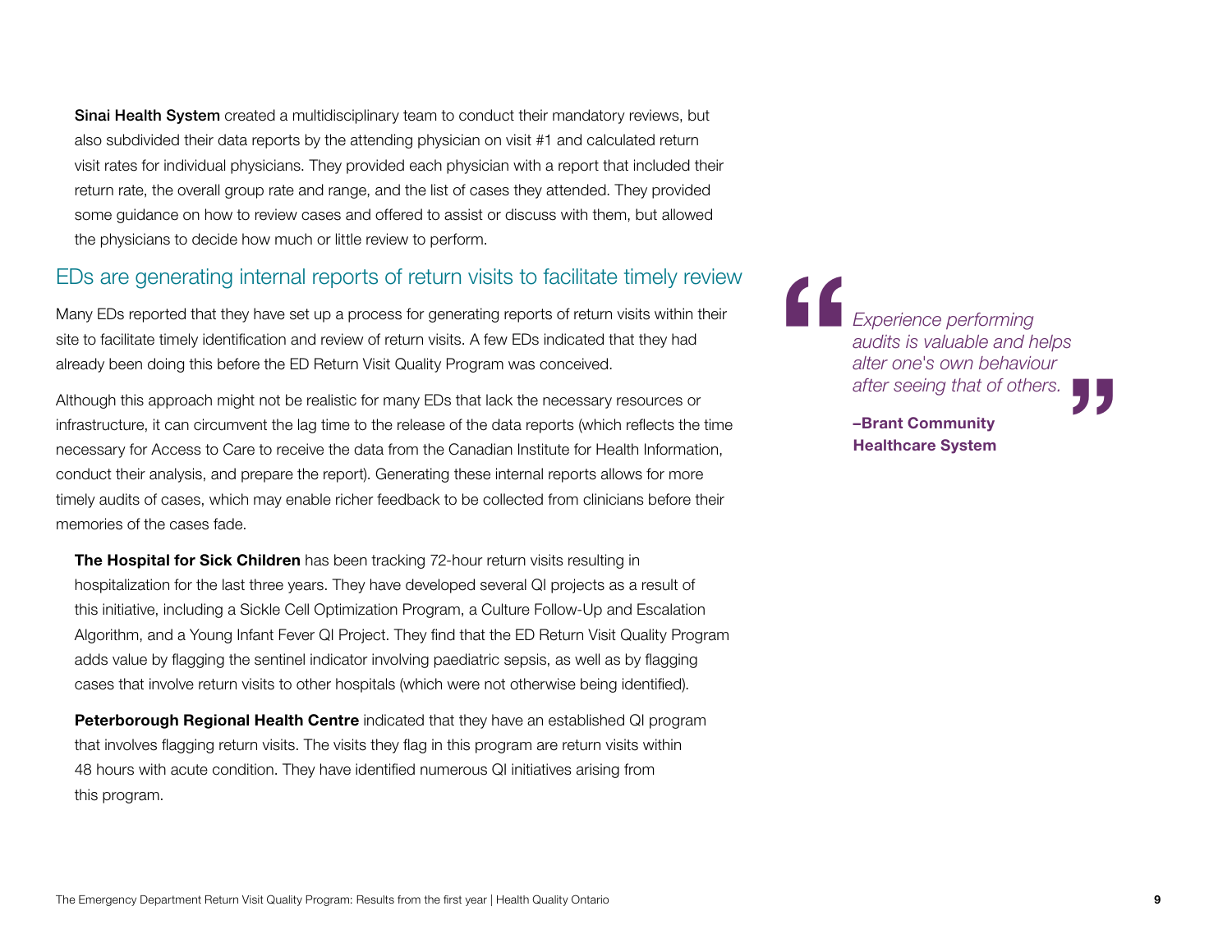**Sinai Health System** created a multidisciplinary team to conduct their mandatory reviews, but also subdivided their data reports by the attending physician on visit #1 and calculated return visit rates for individual physicians. They provided each physician with a report that included their return rate, the overall group rate and range, and the list of cases they attended. They provided some guidance on how to review cases and offered to assist or discuss with them, but allowed the physicians to decide how much or little review to perform.

## EDs are generating internal reports of return visits to facilitate timely review

Many EDs reported that they have set up a process for generating reports of return visits within their site to facilitate timely identification and review of return visits. A few EDs indicated that they had already been doing this before the ED Return Visit Quality Program was conceived.

Although this approach might not be realistic for many EDs that lack the necessary resources or infrastructure, it can circumvent the lag time to the release of the data reports (which reflects the time necessary for Access to Care to receive the data from the Canadian Institute for Health Information, conduct their analysis, and prepare the report). Generating these internal reports allows for more timely audits of cases, which may enable richer feedback to be collected from clinicians before their memories of the cases fade.

**The Hospital for Sick Children** has been tracking 72-hour return visits resulting in hospitalization for the last three years. They have developed several QI projects as a result of this initiative, including a Sickle Cell Optimization Program, a Culture Follow-Up and Escalation Algorithm, and a Young Infant Fever QI Project. They find that the ED Return Visit Quality Program adds value by flagging the sentinel indicator involving paediatric sepsis, as well as by flagging cases that involve return visits to other hospitals (which were not otherwise being identified).

**Peterborough Regional Health Centre** indicated that they have an established QI program that involves flagging return visits. The visits they flag in this program are return visits within 48 hours with acute condition. They have identified numerous QI initiatives arising from this program.

> *Experience performing audits is valuable and helps alter one's own behaviour after seeing that of others.*
>
> **–Brant Community Healthcare System**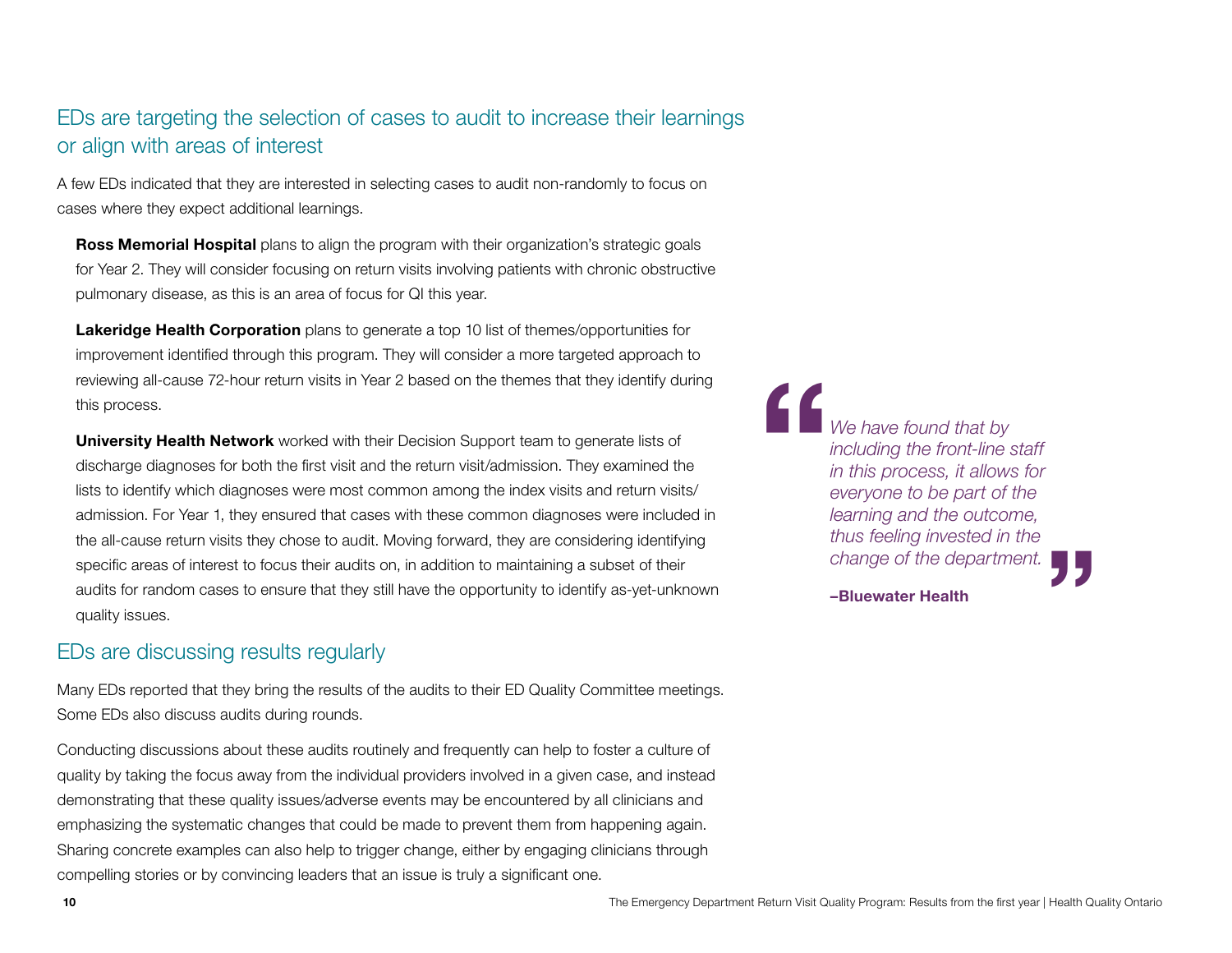## EDs are targeting the selection of cases to audit to increase their learnings or align with areas of interest

A few EDs indicated that they are interested in selecting cases to audit non-randomly to focus on cases where they expect additional learnings.

**Ross Memorial Hospital** plans to align the program with their organization's strategic goals for Year 2. They will consider focusing on return visits involving patients with chronic obstructive pulmonary disease, as this is an area of focus for QI this year.

**Lakeridge Health Corporation** plans to generate a top 10 list of themes/opportunities for improvement identified through this program. They will consider a more targeted approach to reviewing all-cause 72-hour return visits in Year 2 based on the themes that they identify during this process.

**University Health Network** worked with their Decision Support team to generate lists of discharge diagnoses for both the first visit and the return visit/admission. They examined the lists to identify which diagnoses were most common among the index visits and return visits/admission. For Year 1, they ensured that cases with these common diagnoses were included in the all-cause return visits they chose to audit. Moving forward, they are considering identifying specific areas of interest to focus their audits on, in addition to maintaining a subset of their audits for random cases to ensure that they still have the opportunity to identify as-yet-unknown quality issues.

> *We have found that by including the front-line staff in this process, it allows for everyone to be part of the learning and the outcome, thus feeling invested in the change of the department.*
>
> **–Bluewater Health**

## EDs are discussing results regularly

Many EDs reported that they bring the results of the audits to their ED Quality Committee meetings. Some EDs also discuss audits during rounds.

Conducting discussions about these audits routinely and frequently can help to foster a culture of quality by taking the focus away from the individual providers involved in a given case, and instead demonstrating that these quality issues/adverse events may be encountered by all clinicians and emphasizing the systematic changes that could be made to prevent them from happening again. Sharing concrete examples can also help to trigger change, either by engaging clinicians through compelling stories or by convincing leaders that an issue is truly a significant one.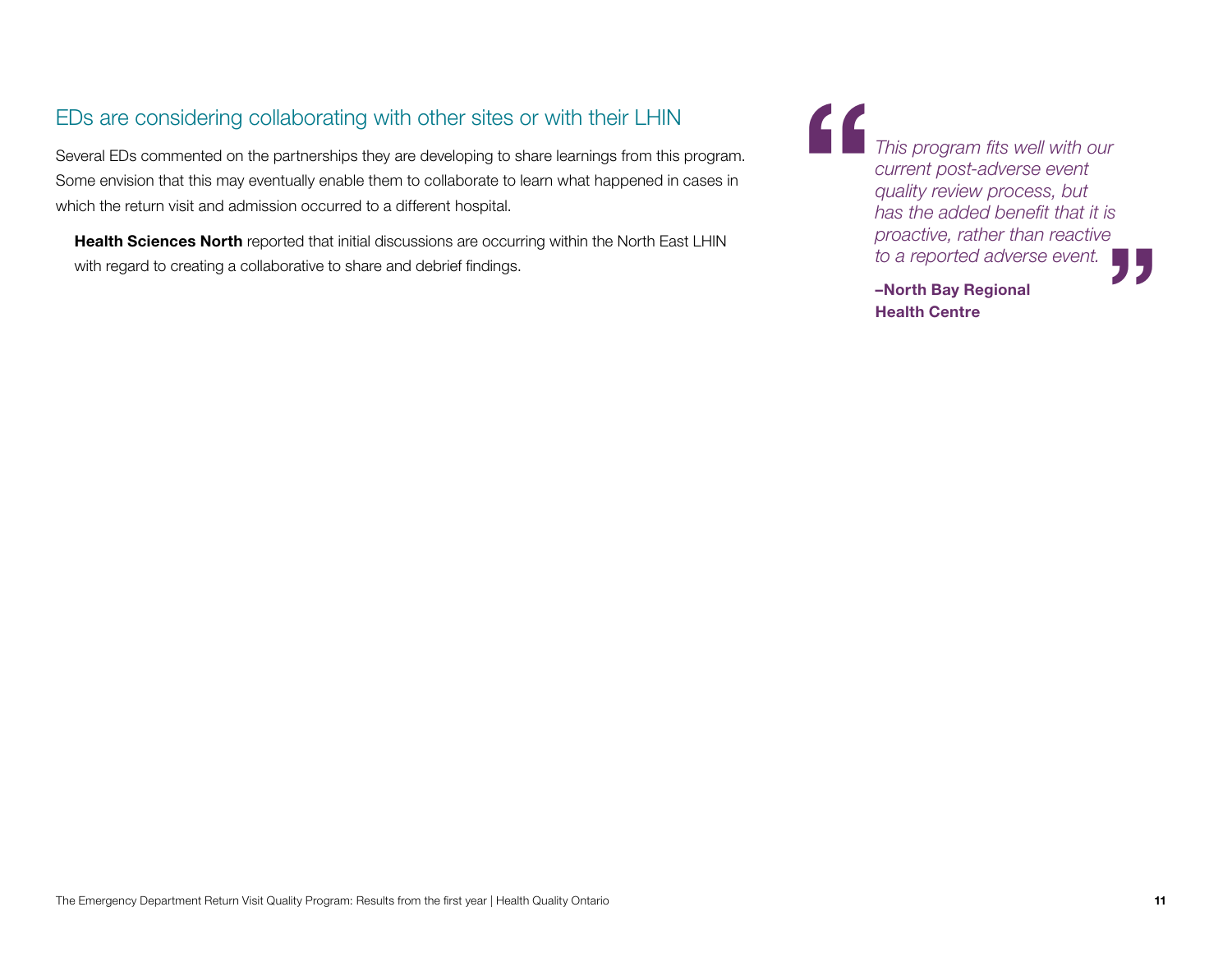## EDs are considering collaborating with other sites or with their LHIN

Several EDs commented on the partnerships they are developing to share learnings from this program. Some envision that this may eventually enable them to collaborate to learn what happened in cases in which the return visit and admission occurred to a different hospital.

**Health Sciences North** reported that initial discussions are occurring within the North East LHIN with regard to creating a collaborative to share and debrief findings.

> *This program fits well with our current post-adverse event quality review process, but has the added benefit that it is proactive, rather than reactive to a reported adverse event.*
>
> **–North Bay Regional Health Centre**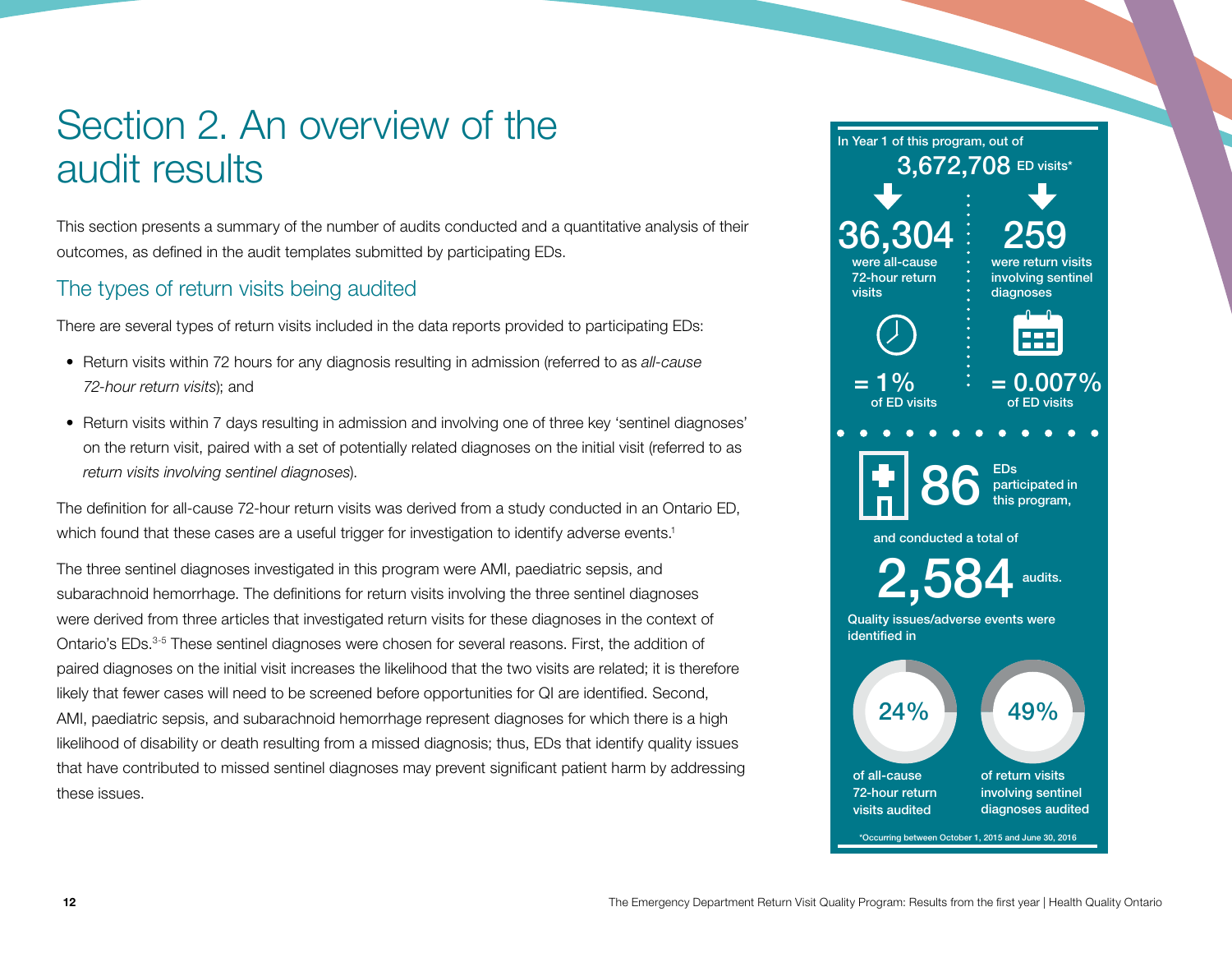# Section 2. An overview of the audit results

This section presents a summary of the number of audits conducted and a quantitative analysis of their outcomes, as defined in the audit templates submitted by participating EDs.

## The types of return visits being audited

There are several types of return visits included in the data reports provided to participating EDs:

- Return visits within 72 hours for any diagnosis resulting in admission (referred to as *all-cause 72-hour return visits*); and
- Return visits within 7 days resulting in admission and involving one of three key 'sentinel diagnoses' on the return visit, paired with a set of potentially related diagnoses on the initial visit (referred to as *return visits involving sentinel diagnoses*).

The definition for all-cause 72-hour return visits was derived from a study conducted in an Ontario ED, which found that these cases are a useful trigger for investigation to identify adverse events.[1]

The three sentinel diagnoses investigated in this program were AMI, paediatric sepsis, and subarachnoid hemorrhage. The definitions for return visits involving the three sentinel diagnoses were derived from three articles that investigated return visits for these diagnoses in the context of Ontario's EDs.[3-5] These sentinel diagnoses were chosen for several reasons. First, the addition of paired diagnoses on the initial visit increases the likelihood that the two visits are related; it is therefore likely that fewer cases will need to be screened before opportunities for QI are identified. Second, AMI, paediatric sepsis, and subarachnoid hemorrhage represent diagnoses for which there is a high likelihood of disability or death resulting from a missed diagnosis; thus, EDs that identify quality issues that have contributed to missed sentinel diagnoses may prevent significant patient harm by addressing these issues.

In Year 1 of this program, out of **3,672,708** ED visits*

- **36,304** were all-cause 72-hour return visits **= 1%** of ED visits
- **259** were return visits involving sentinel diagnoses **= 0.007%** of ED visits

**86** EDs participated in this program, and conducted a total of **2,584** audits.

Quality issues/adverse events were identified in

- **24%** of all-cause 72-hour return visits audited
- **49%** of return visits involving sentinel diagnoses audited

*Occurring between October 1, 2015 and June 30, 2016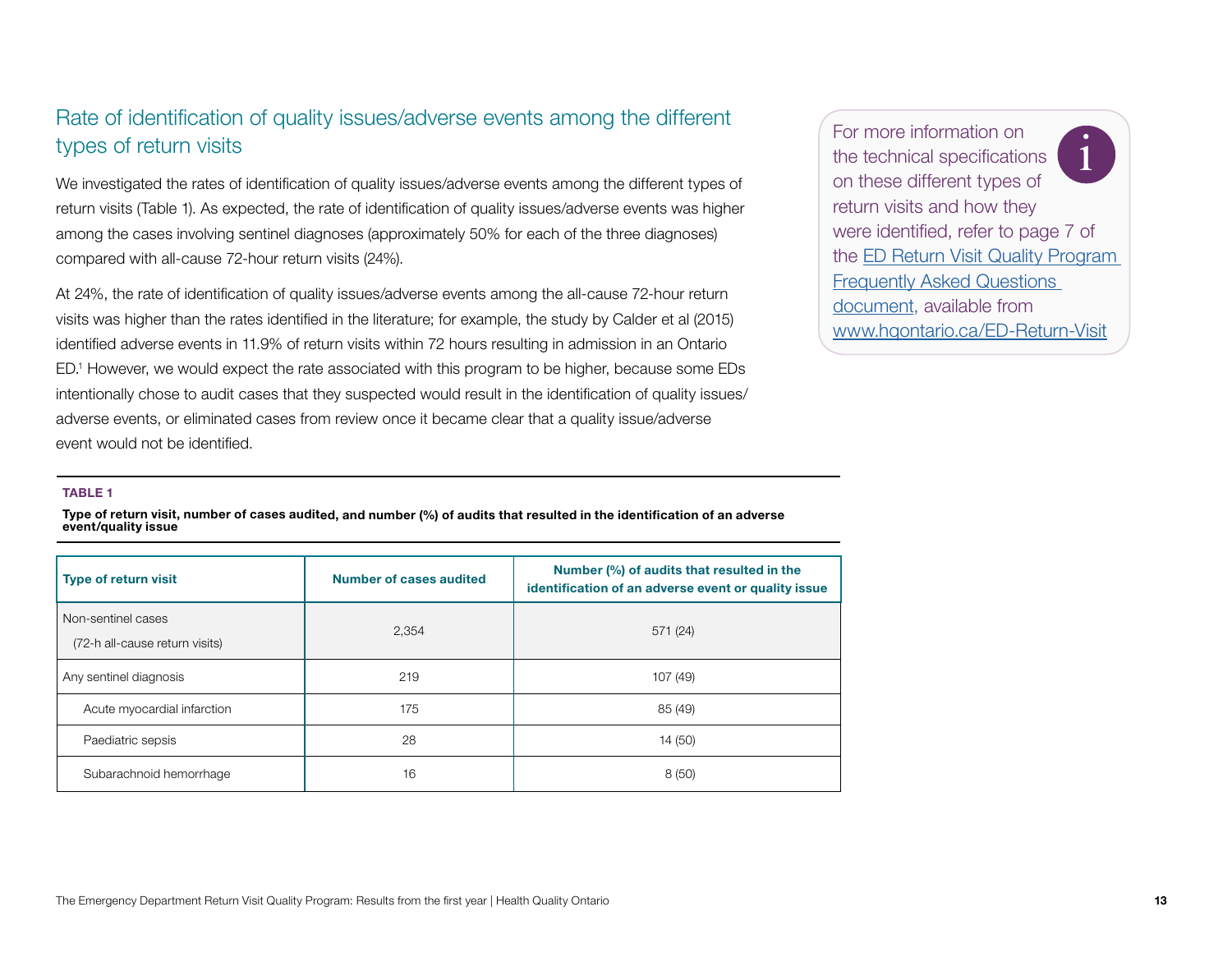## Rate of identification of quality issues/adverse events among the different types of return visits

We investigated the rates of identification of quality issues/adverse events among the different types of return visits (Table 1). As expected, the rate of identification of quality issues/adverse events was higher among the cases involving sentinel diagnoses (approximately 50% for each of the three diagnoses) compared with all-cause 72-hour return visits (24%).

At 24%, the rate of identification of quality issues/adverse events among the all-cause 72-hour return visits was higher than the rates identified in the literature; for example, the study by Calder et al (2015) identified adverse events in 11.9% of return visits within 72 hours resulting in admission in an Ontario ED.[1] However, we would expect the rate associated with this program to be higher, because some EDs intentionally chose to audit cases that they suspected would result in the identification of quality issues/adverse events, or eliminated cases from review once it became clear that a quality issue/adverse event would not be identified.

For more information on the technical specifications on these different types of return visits and how they were identified, refer to page 7 of the [ED Return Visit Quality Program Frequently Asked Questions document](www.hqontario.ca/ED-Return-Visit), available from [www.hqontario.ca/ED-Return-Visit](www.hqontario.ca/ED-Return-Visit)

**TABLE 1**

**Type of return visit, number of cases audited, and number (%) of audits that resulted in the identification of an adverse event/quality issue**

| Type of return visit | Number of cases audited | Number (%) of audits that resulted in the identification of an adverse event or quality issue |
|---|---|---|
| Non-sentinel cases (72-h all-cause return visits) | 2,354 | 571 (24) |
| Any sentinel diagnosis | 219 | 107 (49) |
| Acute myocardial infarction | 175 | 85 (49) |
| Paediatric sepsis | 28 | 14 (50) |
| Subarachnoid hemorrhage | 16 | 8 (50) |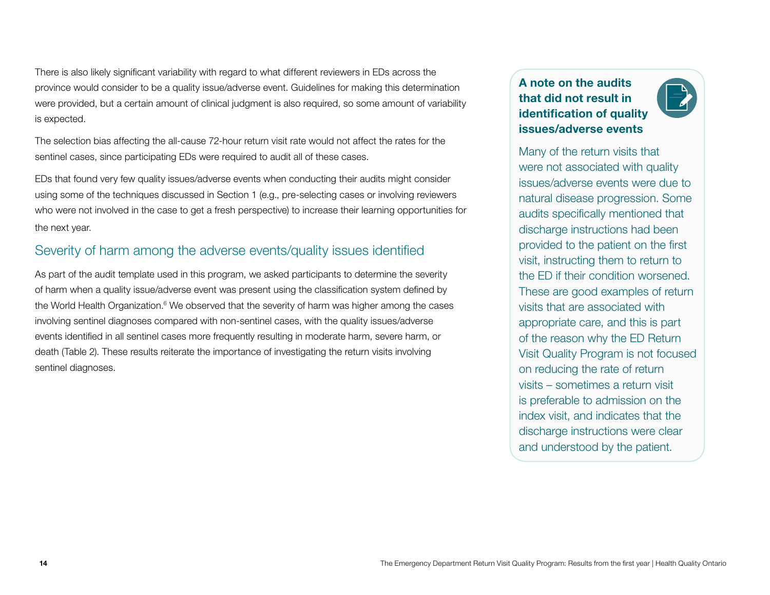There is also likely significant variability with regard to what different reviewers in EDs across the province would consider to be a quality issue/adverse event. Guidelines for making this determination were provided, but a certain amount of clinical judgment is also required, so some amount of variability is expected.

The selection bias affecting the all-cause 72-hour return visit rate would not affect the rates for the sentinel cases, since participating EDs were required to audit all of these cases.

EDs that found very few quality issues/adverse events when conducting their audits might consider using some of the techniques discussed in Section 1 (e.g., pre-selecting cases or involving reviewers who were not involved in the case to get a fresh perspective) to increase their learning opportunities for the next year.

## Severity of harm among the adverse events/quality issues identified

As part of the audit template used in this program, we asked participants to determine the severity of harm when a quality issue/adverse event was present using the classification system defined by the World Health Organization.[6] We observed that the severity of harm was higher among the cases involving sentinel diagnoses compared with non-sentinel cases, with the quality issues/adverse events identified in all sentinel cases more frequently resulting in moderate harm, severe harm, or death (Table 2). These results reiterate the importance of investigating the return visits involving sentinel diagnoses.

### A note on the audits that did not result in identification of quality issues/adverse events

Many of the return visits that were not associated with quality issues/adverse events were due to natural disease progression. Some audits specifically mentioned that discharge instructions had been provided to the patient on the first visit, instructing them to return to the ED if their condition worsened. These are good examples of return visits that are associated with appropriate care, and this is part of the reason why the ED Return Visit Quality Program is not focused on reducing the rate of return visits – sometimes a return visit is preferable to admission on the index visit, and indicates that the discharge instructions were clear and understood by the patient.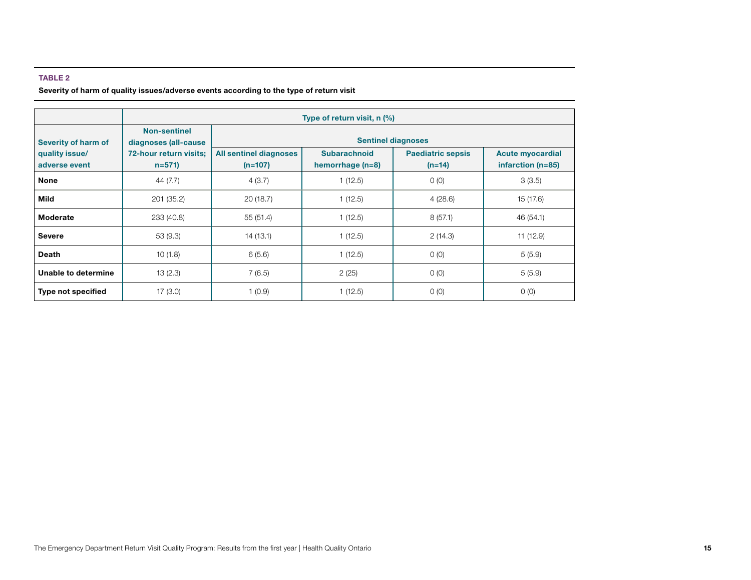**TABLE 2**

**Severity of harm of quality issues/adverse events according to the type of return visit**

| Severity of harm of quality issue/ adverse event | Type of return visit, n (%) | | | | |
|---|---|---|---|---|---|
| | Non-sentinel diagnoses (all-cause 72-hour return visits; n=571) | Sentinel diagnoses | | | |
| | | All sentinel diagnoses (n=107) | Subarachnoid hemorrhage (n=8) | Paediatric sepsis (n=14) | Acute myocardial infarction (n=85) |
| **None** | 44 (7.7) | 4 (3.7) | 1 (12.5) | 0 (0) | 3 (3.5) |
| **Mild** | 201 (35.2) | 20 (18.7) | 1 (12.5) | 4 (28.6) | 15 (17.6) |
| **Moderate** | 233 (40.8) | 55 (51.4) | 1 (12.5) | 8 (57.1) | 46 (54.1) |
| **Severe** | 53 (9.3) | 14 (13.1) | 1 (12.5) | 2 (14.3) | 11 (12.9) |
| **Death** | 10 (1.8) | 6 (5.6) | 1 (12.5) | 0 (0) | 5 (5.9) |
| **Unable to determine** | 13 (2.3) | 7 (6.5) | 2 (25) | 0 (0) | 5 (5.9) |
| **Type not specified** | 17 (3.0) | 1 (0.9) | 1 (12.5) | 0 (0) | 0 (0) |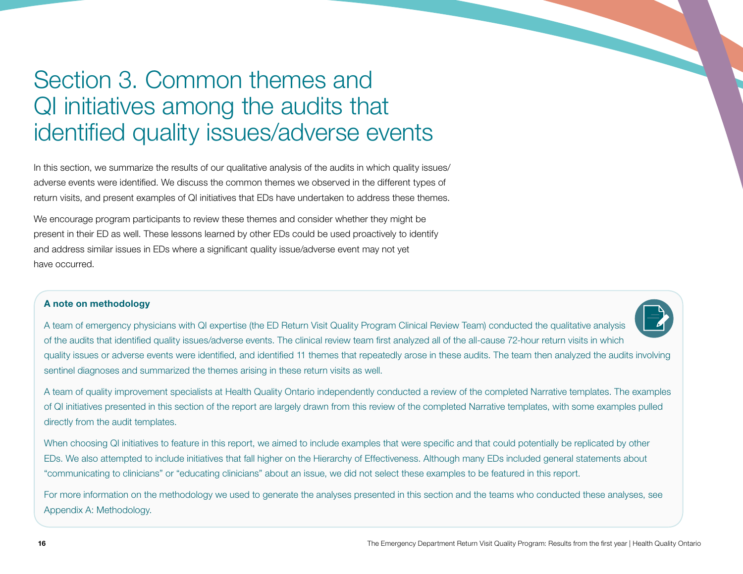# Section 3. Common themes and QI initiatives among the audits that identified quality issues/adverse events

In this section, we summarize the results of our qualitative analysis of the audits in which quality issues/adverse events were identified. We discuss the common themes we observed in the different types of return visits, and present examples of QI initiatives that EDs have undertaken to address these themes.

We encourage program participants to review these themes and consider whether they might be present in their ED as well. These lessons learned by other EDs could be used proactively to identify and address similar issues in EDs where a significant quality issue/adverse event may not yet have occurred.

**A note on methodology**

A team of emergency physicians with QI expertise (the ED Return Visit Quality Program Clinical Review Team) conducted the qualitative analysis of the audits that identified quality issues/adverse events. The clinical review team first analyzed all of the all-cause 72-hour return visits in which quality issues or adverse events were identified, and identified 11 themes that repeatedly arose in these audits. The team then analyzed the audits involving sentinel diagnoses and summarized the themes arising in these return visits as well.

A team of quality improvement specialists at Health Quality Ontario independently conducted a review of the completed Narrative templates. The examples of QI initiatives presented in this section of the report are largely drawn from this review of the completed Narrative templates, with some examples pulled directly from the audit templates.

When choosing QI initiatives to feature in this report, we aimed to include examples that were specific and that could potentially be replicated by other EDs. We also attempted to include initiatives that fall higher on the Hierarchy of Effectiveness. Although many EDs included general statements about “communicating to clinicians” or “educating clinicians” about an issue, we did not select these examples to be featured in this report.

For more information on the methodology we used to generate the analyses presented in this section and the teams who conducted these analyses, see Appendix A: Methodology.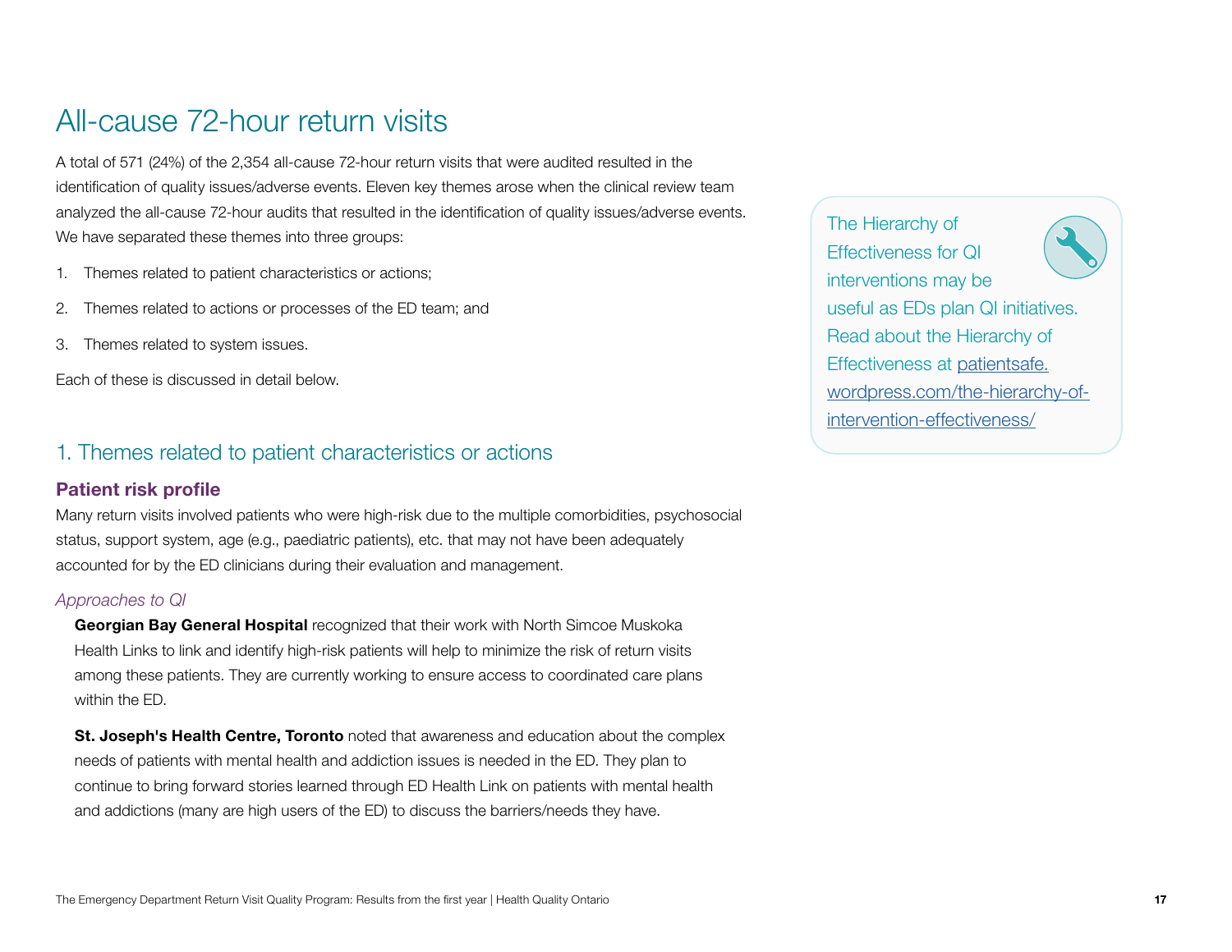# All-cause 72-hour return visits

A total of 571 (24%) of the 2,354 all-cause 72-hour return visits that were audited resulted in the identification of quality issues/adverse events. Eleven key themes arose when the clinical review team analyzed the all-cause 72-hour audits that resulted in the identification of quality issues/adverse events. We have separated these themes into three groups:

1. Themes related to patient characteristics or actions;
2. Themes related to actions or processes of the ED team; and
3. Themes related to system issues.

Each of these is discussed in detail below.

> The Hierarchy of Effectiveness for QI interventions may be useful as EDs plan QI initiatives. Read about the Hierarchy of Effectiveness at [patientsafe.wordpress.com/the-hierarchy-of-intervention-effectiveness/](patientsafe.wordpress.com/the-hierarchy-of-intervention-effectiveness/)

## 1. Themes related to patient characteristics or actions

### Patient risk profile

Many return visits involved patients who were high-risk due to the multiple comorbidities, psychosocial status, support system, age (e.g., paediatric patients), etc. that may not have been adequately accounted for by the ED clinicians during their evaluation and management.

*Approaches to QI*

**Georgian Bay General Hospital** recognized that their work with North Simcoe Muskoka Health Links to link and identify high-risk patients will help to minimize the risk of return visits among these patients. They are currently working to ensure access to coordinated care plans within the ED.

**St. Joseph's Health Centre, Toronto** noted that awareness and education about the complex needs of patients with mental health and addiction issues is needed in the ED. They plan to continue to bring forward stories learned through ED Health Link on patients with mental health and addictions (many are high users of the ED) to discuss the barriers/needs they have.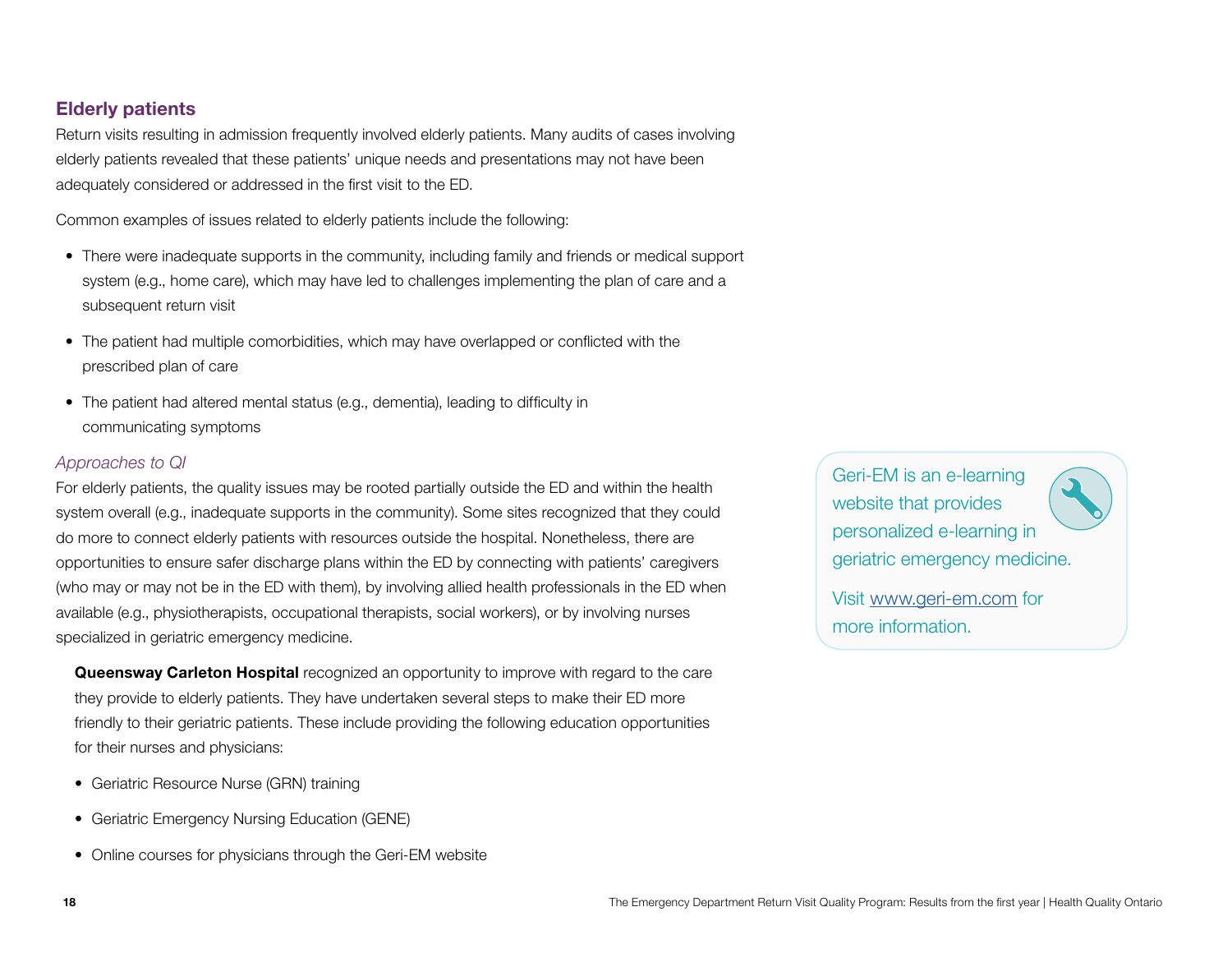## Elderly patients

Return visits resulting in admission frequently involved elderly patients. Many audits of cases involving elderly patients revealed that these patients' unique needs and presentations may not have been adequately considered or addressed in the first visit to the ED.

Common examples of issues related to elderly patients include the following:

- There were inadequate supports in the community, including family and friends or medical support system (e.g., home care), which may have led to challenges implementing the plan of care and a subsequent return visit
- The patient had multiple comorbidities, which may have overlapped or conflicted with the prescribed plan of care
- The patient had altered mental status (e.g., dementia), leading to difficulty in communicating symptoms

### *Approaches to QI*

For elderly patients, the quality issues may be rooted partially outside the ED and within the health system overall (e.g., inadequate supports in the community). Some sites recognized that they could do more to connect elderly patients with resources outside the hospital. Nonetheless, there are opportunities to ensure safer discharge plans within the ED by connecting with patients' caregivers (who may or may not be in the ED with them), by involving allied health professionals in the ED when available (e.g., physiotherapists, occupational therapists, social workers), or by involving nurses specialized in geriatric emergency medicine.

**Queensway Carleton Hospital** recognized an opportunity to improve with regard to the care they provide to elderly patients. They have undertaken several steps to make their ED more friendly to their geriatric patients. These include providing the following education opportunities for their nurses and physicians:

- Geriatric Resource Nurse (GRN) training
- Geriatric Emergency Nursing Education (GENE)
- Online courses for physicians through the Geri-EM website

> Geri-EM is an e-learning website that provides personalized e-learning in geriatric emergency medicine.
>
> Visit www.geri-em.com for more information.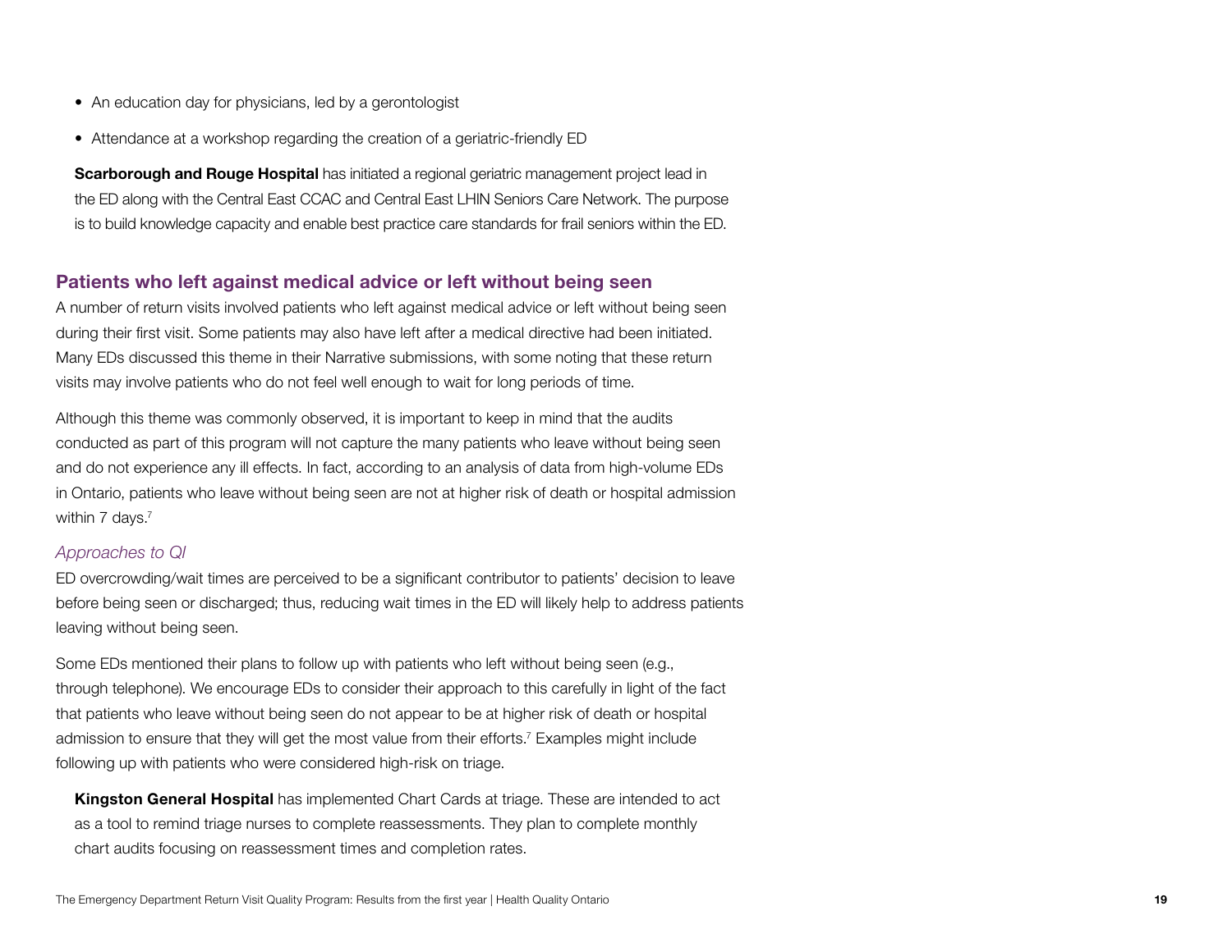- An education day for physicians, led by a gerontologist
- Attendance at a workshop regarding the creation of a geriatric-friendly ED

**Scarborough and Rouge Hospital** has initiated a regional geriatric management project lead in the ED along with the Central East CCAC and Central East LHIN Seniors Care Network. The purpose is to build knowledge capacity and enable best practice care standards for frail seniors within the ED.

## Patients who left against medical advice or left without being seen

A number of return visits involved patients who left against medical advice or left without being seen during their first visit. Some patients may also have left after a medical directive had been initiated. Many EDs discussed this theme in their Narrative submissions, with some noting that these return visits may involve patients who do not feel well enough to wait for long periods of time.

Although this theme was commonly observed, it is important to keep in mind that the audits conducted as part of this program will not capture the many patients who leave without being seen and do not experience any ill effects. In fact, according to an analysis of data from high-volume EDs in Ontario, patients who leave without being seen are not at higher risk of death or hospital admission within 7 days.[7]

### *Approaches to QI*

ED overcrowding/wait times are perceived to be a significant contributor to patients' decision to leave before being seen or discharged; thus, reducing wait times in the ED will likely help to address patients leaving without being seen.

Some EDs mentioned their plans to follow up with patients who left without being seen (e.g., through telephone). We encourage EDs to consider their approach to this carefully in light of the fact that patients who leave without being seen do not appear to be at higher risk of death or hospital admission to ensure that they will get the most value from their efforts.[7] Examples might include following up with patients who were considered high-risk on triage.

**Kingston General Hospital** has implemented Chart Cards at triage. These are intended to act as a tool to remind triage nurses to complete reassessments. They plan to complete monthly chart audits focusing on reassessment times and completion rates.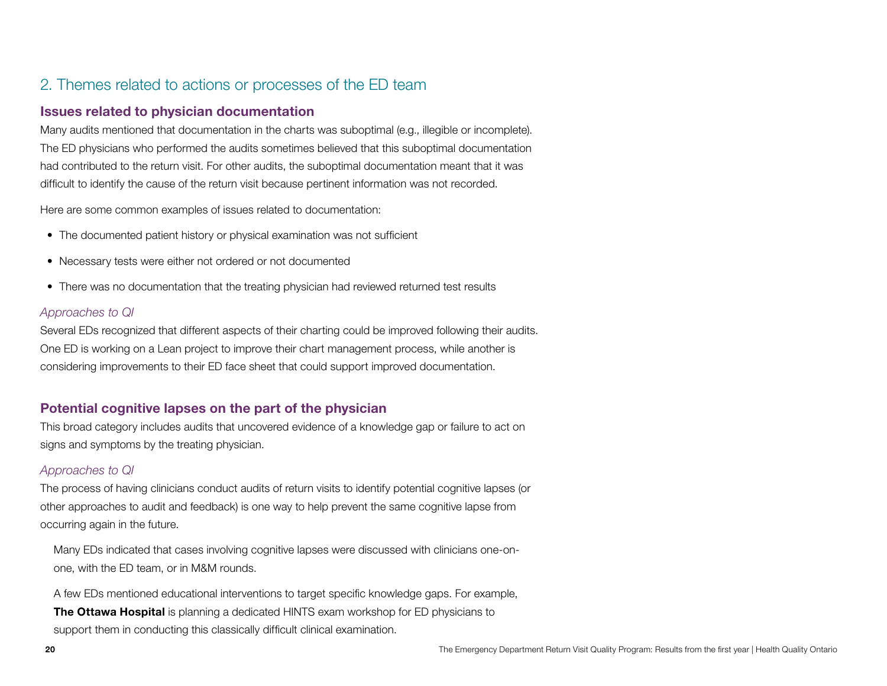## 2. Themes related to actions or processes of the ED team

### Issues related to physician documentation

Many audits mentioned that documentation in the charts was suboptimal (e.g., illegible or incomplete). The ED physicians who performed the audits sometimes believed that this suboptimal documentation had contributed to the return visit. For other audits, the suboptimal documentation meant that it was difficult to identify the cause of the return visit because pertinent information was not recorded.

Here are some common examples of issues related to documentation:

- The documented patient history or physical examination was not sufficient
- Necessary tests were either not ordered or not documented
- There was no documentation that the treating physician had reviewed returned test results

*Approaches to QI*

Several EDs recognized that different aspects of their charting could be improved following their audits. One ED is working on a Lean project to improve their chart management process, while another is considering improvements to their ED face sheet that could support improved documentation.

### Potential cognitive lapses on the part of the physician

This broad category includes audits that uncovered evidence of a knowledge gap or failure to act on signs and symptoms by the treating physician.

*Approaches to QI*

The process of having clinicians conduct audits of return visits to identify potential cognitive lapses (or other approaches to audit and feedback) is one way to help prevent the same cognitive lapse from occurring again in the future.

Many EDs indicated that cases involving cognitive lapses were discussed with clinicians one-on-one, with the ED team, or in M&M rounds.

A few EDs mentioned educational interventions to target specific knowledge gaps. For example, **The Ottawa Hospital** is planning a dedicated HINTS exam workshop for ED physicians to support them in conducting this classically difficult clinical examination.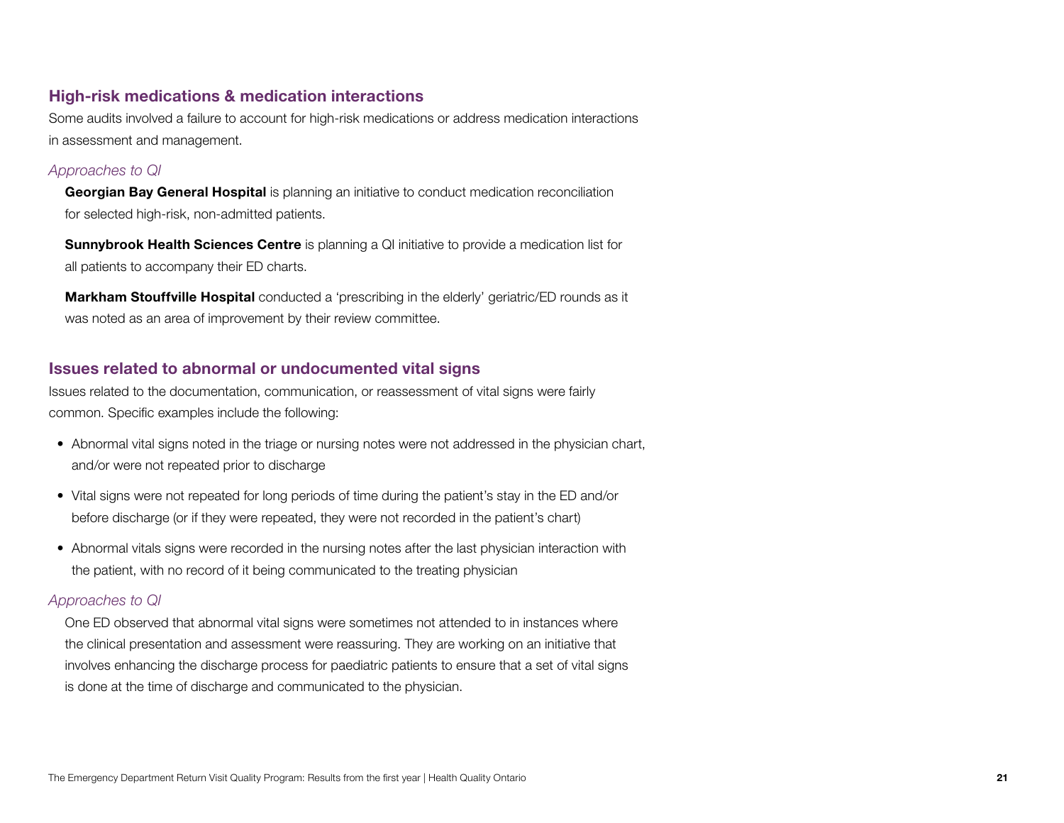### High-risk medications & medication interactions

Some audits involved a failure to account for high-risk medications or address medication interactions in assessment and management.

*Approaches to QI*

**Georgian Bay General Hospital** is planning an initiative to conduct medication reconciliation for selected high-risk, non-admitted patients.

**Sunnybrook Health Sciences Centre** is planning a QI initiative to provide a medication list for all patients to accompany their ED charts.

**Markham Stouffville Hospital** conducted a 'prescribing in the elderly' geriatric/ED rounds as it was noted as an area of improvement by their review committee.

### Issues related to abnormal or undocumented vital signs

Issues related to the documentation, communication, or reassessment of vital signs were fairly common. Specific examples include the following:

- Abnormal vital signs noted in the triage or nursing notes were not addressed in the physician chart, and/or were not repeated prior to discharge
- Vital signs were not repeated for long periods of time during the patient's stay in the ED and/or before discharge (or if they were repeated, they were not recorded in the patient's chart)
- Abnormal vitals signs were recorded in the nursing notes after the last physician interaction with the patient, with no record of it being communicated to the treating physician

*Approaches to QI*

One ED observed that abnormal vital signs were sometimes not attended to in instances where the clinical presentation and assessment were reassuring. They are working on an initiative that involves enhancing the discharge process for paediatric patients to ensure that a set of vital signs is done at the time of discharge and communicated to the physician.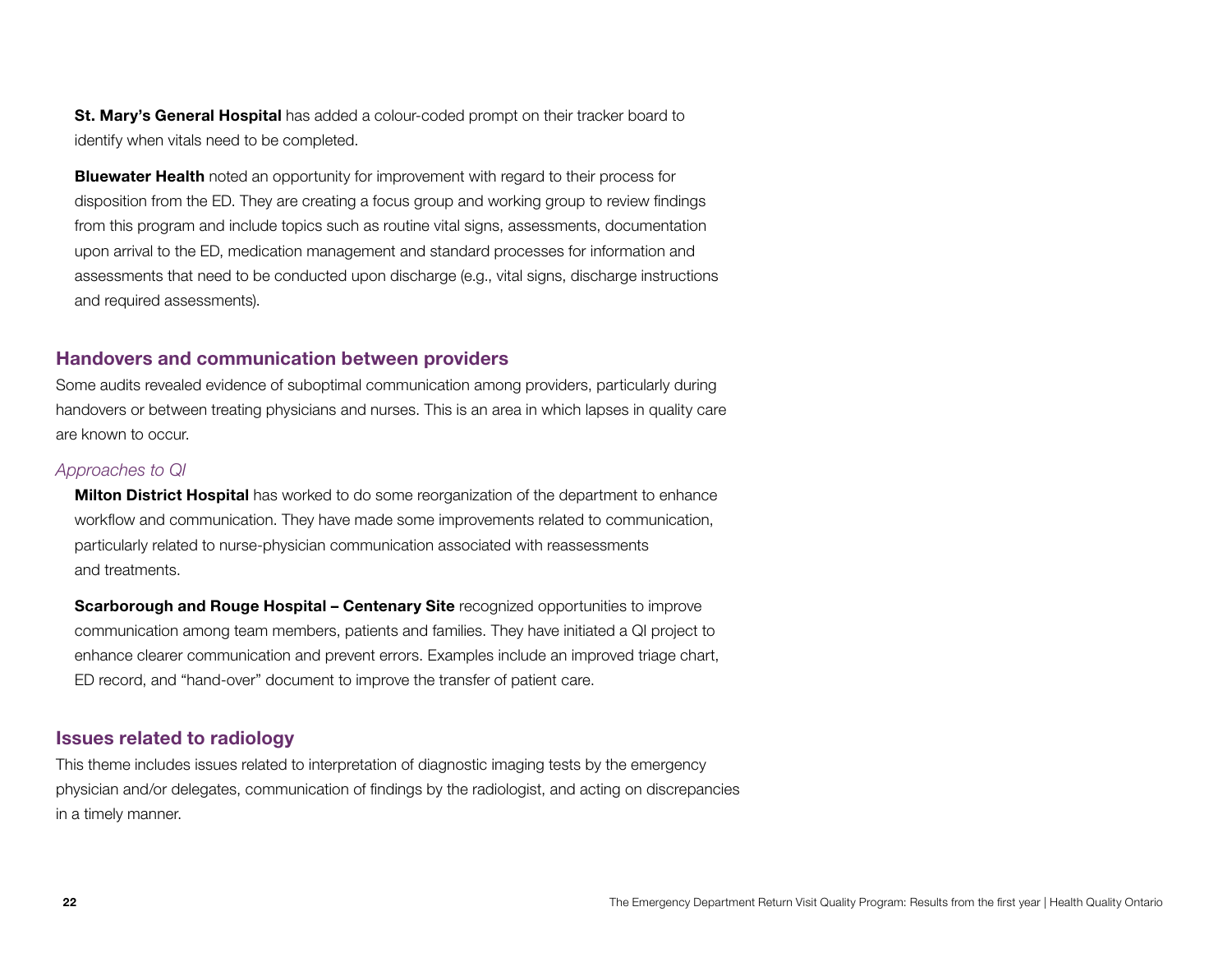**St. Mary's General Hospital** has added a colour-coded prompt on their tracker board to identify when vitals need to be completed.

**Bluewater Health** noted an opportunity for improvement with regard to their process for disposition from the ED. They are creating a focus group and working group to review findings from this program and include topics such as routine vital signs, assessments, documentation upon arrival to the ED, medication management and standard processes for information and assessments that need to be conducted upon discharge (e.g., vital signs, discharge instructions and required assessments).

## Handovers and communication between providers

Some audits revealed evidence of suboptimal communication among providers, particularly during handovers or between treating physicians and nurses. This is an area in which lapses in quality care are known to occur.

*Approaches to QI*

**Milton District Hospital** has worked to do some reorganization of the department to enhance workflow and communication. They have made some improvements related to communication, particularly related to nurse-physician communication associated with reassessments and treatments.

**Scarborough and Rouge Hospital – Centenary Site** recognized opportunities to improve communication among team members, patients and families. They have initiated a QI project to enhance clearer communication and prevent errors. Examples include an improved triage chart, ED record, and "hand-over" document to improve the transfer of patient care.

## Issues related to radiology

This theme includes issues related to interpretation of diagnostic imaging tests by the emergency physician and/or delegates, communication of findings by the radiologist, and acting on discrepancies in a timely manner.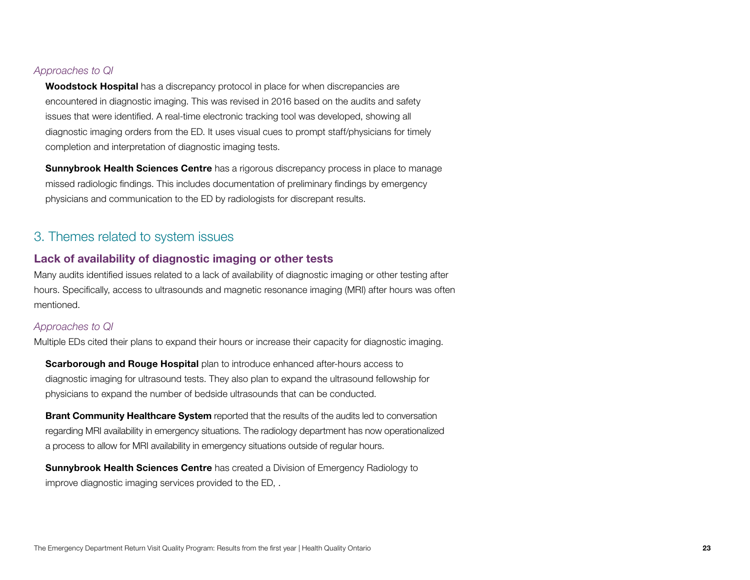*Approaches to QI*

**Woodstock Hospital** has a discrepancy protocol in place for when discrepancies are encountered in diagnostic imaging. This was revised in 2016 based on the audits and safety issues that were identified. A real-time electronic tracking tool was developed, showing all diagnostic imaging orders from the ED. It uses visual cues to prompt staff/physicians for timely completion and interpretation of diagnostic imaging tests.

**Sunnybrook Health Sciences Centre** has a rigorous discrepancy process in place to manage missed radiologic findings. This includes documentation of preliminary findings by emergency physicians and communication to the ED by radiologists for discrepant results.

## 3. Themes related to system issues

### Lack of availability of diagnostic imaging or other tests

Many audits identified issues related to a lack of availability of diagnostic imaging or other testing after hours. Specifically, access to ultrasounds and magnetic resonance imaging (MRI) after hours was often mentioned.

*Approaches to QI*

Multiple EDs cited their plans to expand their hours or increase their capacity for diagnostic imaging.

**Scarborough and Rouge Hospital** plan to introduce enhanced after-hours access to diagnostic imaging for ultrasound tests. They also plan to expand the ultrasound fellowship for physicians to expand the number of bedside ultrasounds that can be conducted.

**Brant Community Healthcare System** reported that the results of the audits led to conversation regarding MRI availability in emergency situations. The radiology department has now operationalized a process to allow for MRI availability in emergency situations outside of regular hours.

**Sunnybrook Health Sciences Centre** has created a Division of Emergency Radiology to improve diagnostic imaging services provided to the ED, .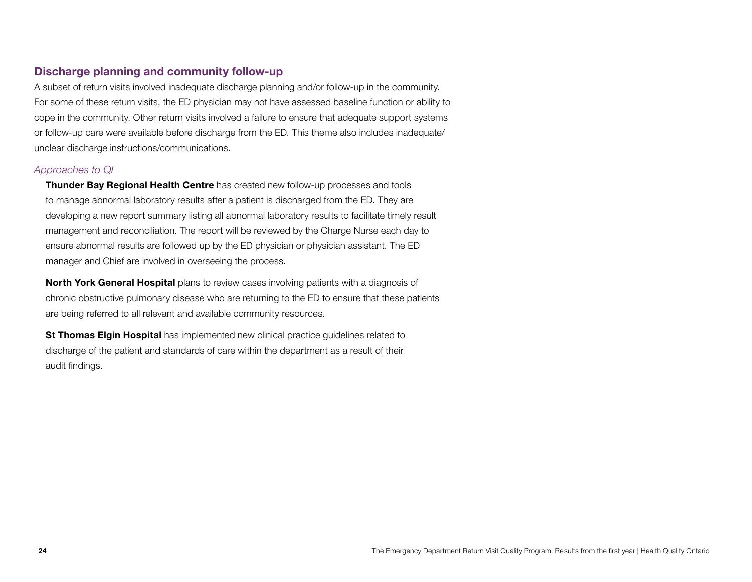## Discharge planning and community follow-up

A subset of return visits involved inadequate discharge planning and/or follow-up in the community. For some of these return visits, the ED physician may not have assessed baseline function or ability to cope in the community. Other return visits involved a failure to ensure that adequate support systems or follow-up care were available before discharge from the ED. This theme also includes inadequate/unclear discharge instructions/communications.

*Approaches to QI*

**Thunder Bay Regional Health Centre** has created new follow-up processes and tools to manage abnormal laboratory results after a patient is discharged from the ED. They are developing a new report summary listing all abnormal laboratory results to facilitate timely result management and reconciliation. The report will be reviewed by the Charge Nurse each day to ensure abnormal results are followed up by the ED physician or physician assistant. The ED manager and Chief are involved in overseeing the process.

**North York General Hospital** plans to review cases involving patients with a diagnosis of chronic obstructive pulmonary disease who are returning to the ED to ensure that these patients are being referred to all relevant and available community resources.

**St Thomas Elgin Hospital** has implemented new clinical practice guidelines related to discharge of the patient and standards of care within the department as a result of their audit findings.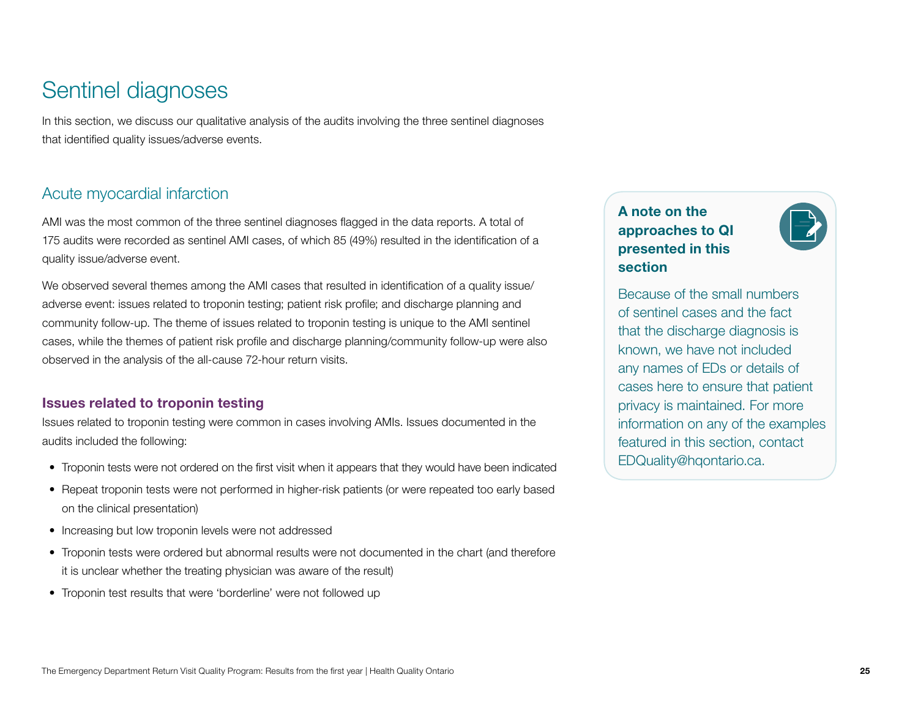# Sentinel diagnoses

In this section, we discuss our qualitative analysis of the audits involving the three sentinel diagnoses that identified quality issues/adverse events.

## Acute myocardial infarction

AMI was the most common of the three sentinel diagnoses flagged in the data reports. A total of 175 audits were recorded as sentinel AMI cases, of which 85 (49%) resulted in the identification of a quality issue/adverse event.

We observed several themes among the AMI cases that resulted in identification of a quality issue/adverse event: issues related to troponin testing; patient risk profile; and discharge planning and community follow-up. The theme of issues related to troponin testing is unique to the AMI sentinel cases, while the themes of patient risk profile and discharge planning/community follow-up were also observed in the analysis of the all-cause 72-hour return visits.

### Issues related to troponin testing

Issues related to troponin testing were common in cases involving AMIs. Issues documented in the audits included the following:

- Troponin tests were not ordered on the first visit when it appears that they would have been indicated
- Repeat troponin tests were not performed in higher-risk patients (or were repeated too early based on the clinical presentation)
- Increasing but low troponin levels were not addressed
- Troponin tests were ordered but abnormal results were not documented in the chart (and therefore it is unclear whether the treating physician was aware of the result)
- Troponin test results that were 'borderline' were not followed up

**A note on the approaches to QI presented in this section**

Because of the small numbers of sentinel cases and the fact that the discharge diagnosis is known, we have not included any names of EDs or details of cases here to ensure that patient privacy is maintained. For more information on any of the examples featured in this section, contact EDQuality@hqontario.ca.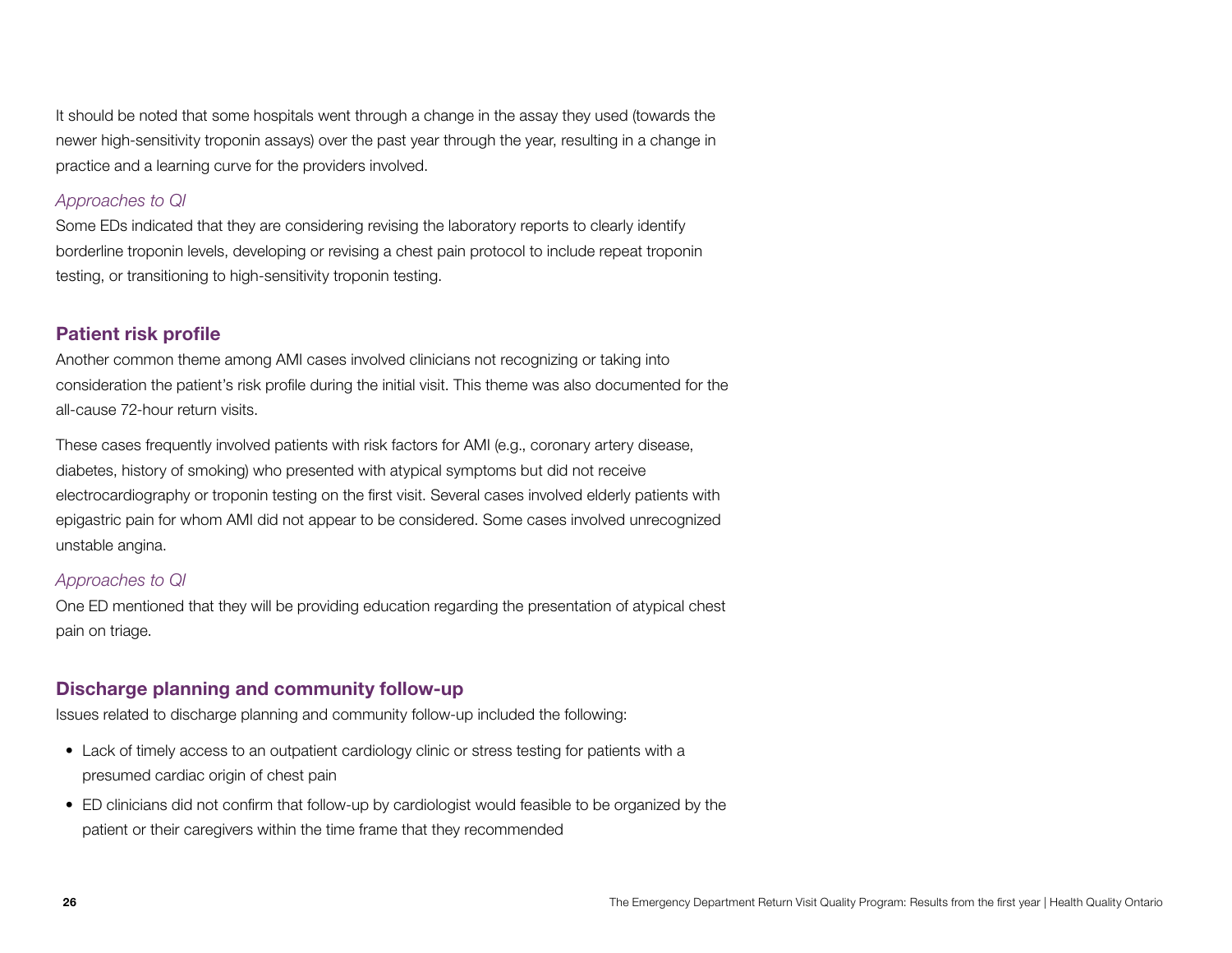It should be noted that some hospitals went through a change in the assay they used (towards the newer high-sensitivity troponin assays) over the past year through the year, resulting in a change in practice and a learning curve for the providers involved.

*Approaches to QI*

Some EDs indicated that they are considering revising the laboratory reports to clearly identify borderline troponin levels, developing or revising a chest pain protocol to include repeat troponin testing, or transitioning to high-sensitivity troponin testing.

## Patient risk profile

Another common theme among AMI cases involved clinicians not recognizing or taking into consideration the patient's risk profile during the initial visit. This theme was also documented for the all-cause 72-hour return visits.

These cases frequently involved patients with risk factors for AMI (e.g., coronary artery disease, diabetes, history of smoking) who presented with atypical symptoms but did not receive electrocardiography or troponin testing on the first visit. Several cases involved elderly patients with epigastric pain for whom AMI did not appear to be considered. Some cases involved unrecognized unstable angina.

*Approaches to QI*

One ED mentioned that they will be providing education regarding the presentation of atypical chest pain on triage.

## Discharge planning and community follow-up

Issues related to discharge planning and community follow-up included the following:

- Lack of timely access to an outpatient cardiology clinic or stress testing for patients with a presumed cardiac origin of chest pain
- ED clinicians did not confirm that follow-up by cardiologist would feasible to be organized by the patient or their caregivers within the time frame that they recommended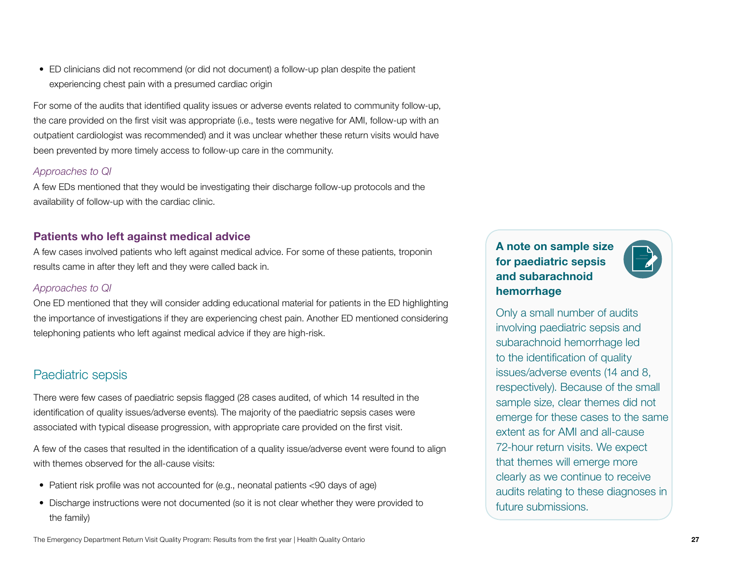- ED clinicians did not recommend (or did not document) a follow-up plan despite the patient experiencing chest pain with a presumed cardiac origin

For some of the audits that identified quality issues or adverse events related to community follow-up, the care provided on the first visit was appropriate (i.e., tests were negative for AMI, follow-up with an outpatient cardiologist was recommended) and it was unclear whether these return visits would have been prevented by more timely access to follow-up care in the community.

*Approaches to QI*

A few EDs mentioned that they would be investigating their discharge follow-up protocols and the availability of follow-up with the cardiac clinic.

### Patients who left against medical advice

A few cases involved patients who left against medical advice. For some of these patients, troponin results came in after they left and they were called back in.

*Approaches to QI*

One ED mentioned that they will consider adding educational material for patients in the ED highlighting the importance of investigations if they are experiencing chest pain. Another ED mentioned considering telephoning patients who left against medical advice if they are high-risk.

## Paediatric sepsis

There were few cases of paediatric sepsis flagged (28 cases audited, of which 14 resulted in the identification of quality issues/adverse events). The majority of the paediatric sepsis cases were associated with typical disease progression, with appropriate care provided on the first visit.

A few of the cases that resulted in the identification of a quality issue/adverse event were found to align with themes observed for the all-cause visits:

- Patient risk profile was not accounted for (e.g., neonatal patients <90 days of age)
- Discharge instructions were not documented (so it is not clear whether they were provided to the family)

### A note on sample size for paediatric sepsis and subarachnoid hemorrhage

Only a small number of audits involving paediatric sepsis and subarachnoid hemorrhage led to the identification of quality issues/adverse events (14 and 8, respectively). Because of the small sample size, clear themes did not emerge for these cases to the same extent as for AMI and all-cause 72-hour return visits. We expect that themes will emerge more clearly as we continue to receive audits relating to these diagnoses in future submissions.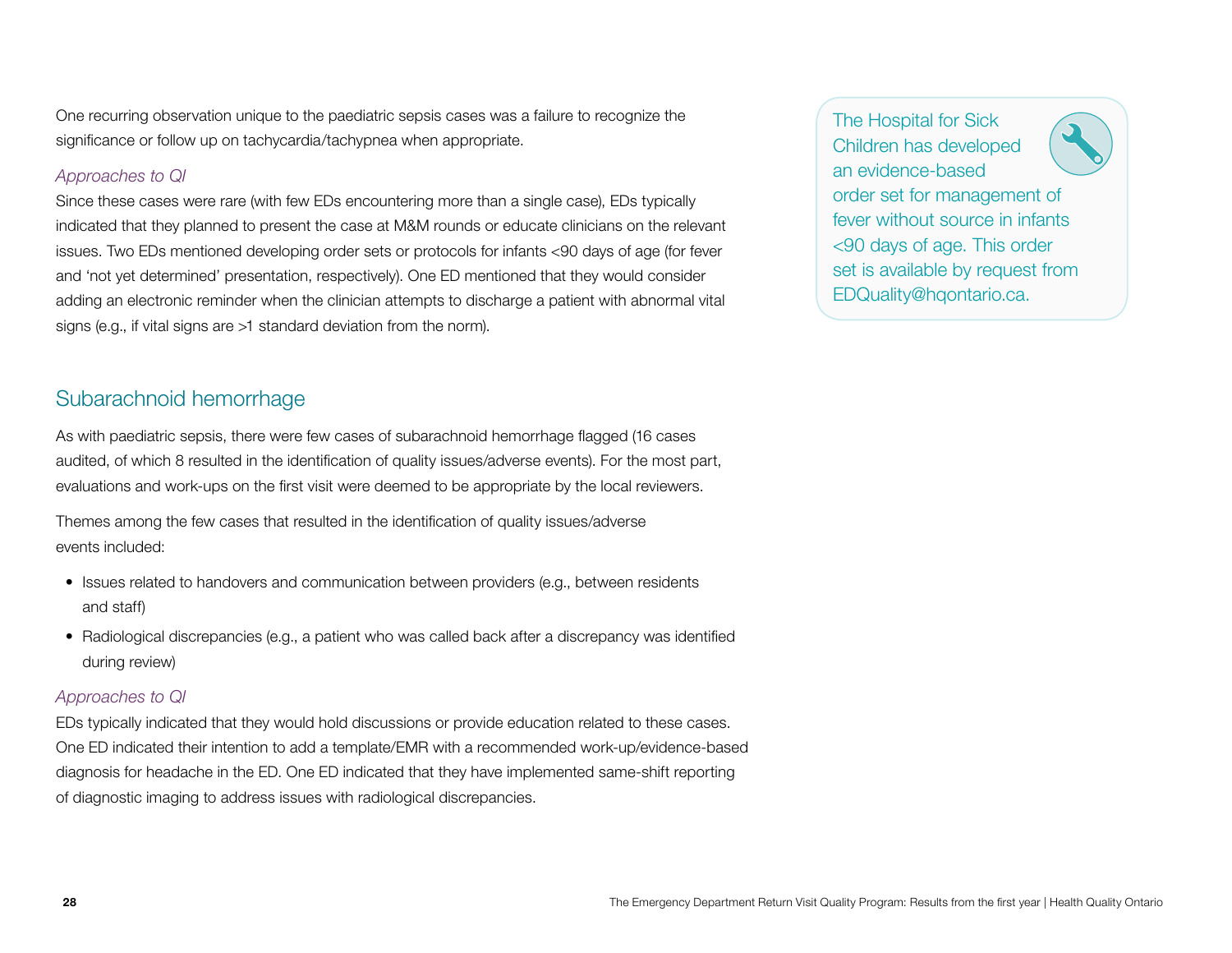One recurring observation unique to the paediatric sepsis cases was a failure to recognize the significance or follow up on tachycardia/tachypnea when appropriate.

*Approaches to QI*

Since these cases were rare (with few EDs encountering more than a single case), EDs typically indicated that they planned to present the case at M&M rounds or educate clinicians on the relevant issues. Two EDs mentioned developing order sets or protocols for infants <90 days of age (for fever and 'not yet determined' presentation, respectively). One ED mentioned that they would consider adding an electronic reminder when the clinician attempts to discharge a patient with abnormal vital signs (e.g., if vital signs are >1 standard deviation from the norm).

> The Hospital for Sick Children has developed an evidence-based order set for management of fever without source in infants <90 days of age. This order set is available by request from EDQuality@hqontario.ca.

## Subarachnoid hemorrhage

As with paediatric sepsis, there were few cases of subarachnoid hemorrhage flagged (16 cases audited, of which 8 resulted in the identification of quality issues/adverse events). For the most part, evaluations and work-ups on the first visit were deemed to be appropriate by the local reviewers.

Themes among the few cases that resulted in the identification of quality issues/adverse events included:

- Issues related to handovers and communication between providers (e.g., between residents and staff)
- Radiological discrepancies (e.g., a patient who was called back after a discrepancy was identified during review)

*Approaches to QI*

EDs typically indicated that they would hold discussions or provide education related to these cases. One ED indicated their intention to add a template/EMR with a recommended work-up/evidence-based diagnosis for headache in the ED. One ED indicated that they have implemented same-shift reporting of diagnostic imaging to address issues with radiological discrepancies.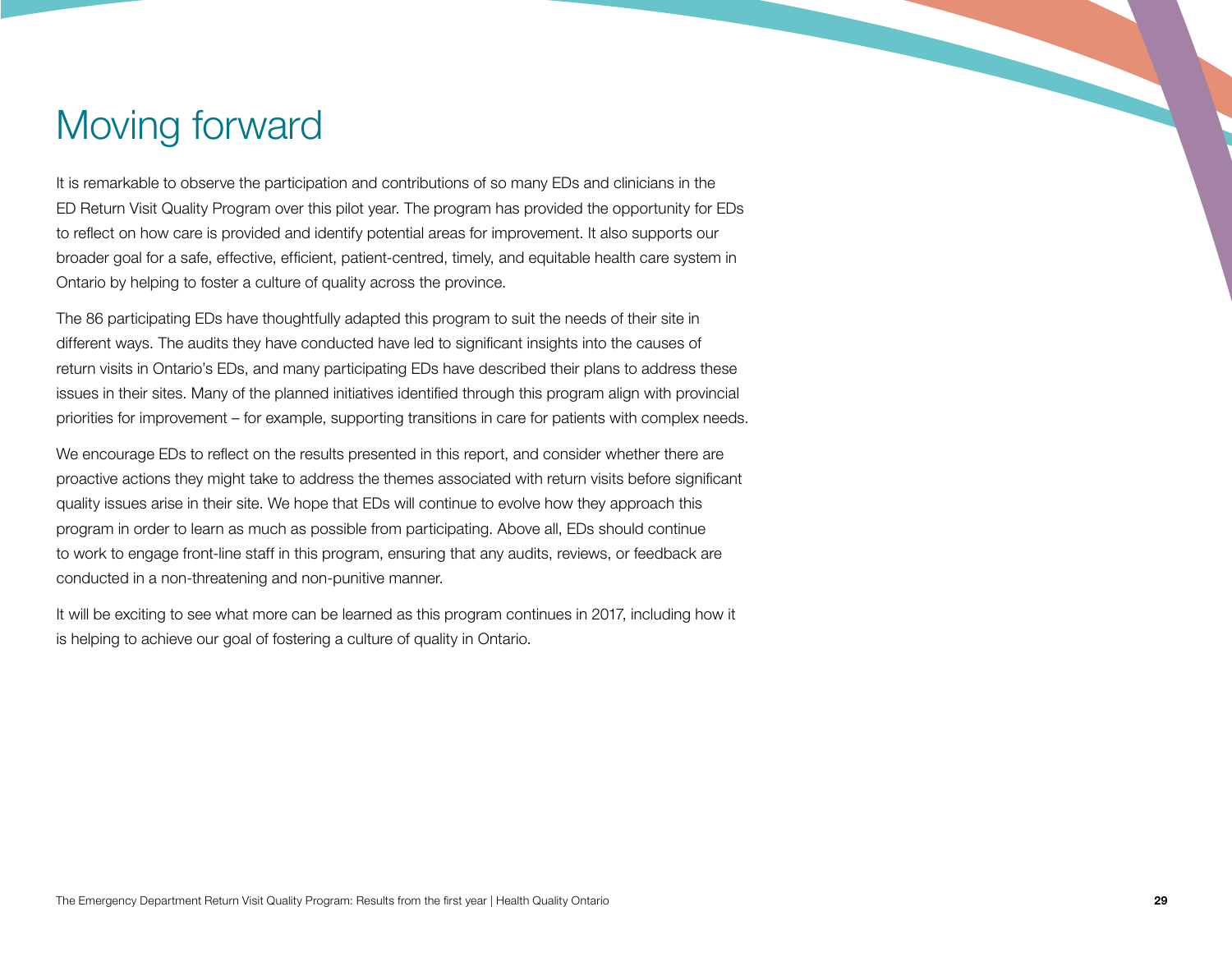# Moving forward

It is remarkable to observe the participation and contributions of so many EDs and clinicians in the ED Return Visit Quality Program over this pilot year. The program has provided the opportunity for EDs to reflect on how care is provided and identify potential areas for improvement. It also supports our broader goal for a safe, effective, efficient, patient-centred, timely, and equitable health care system in Ontario by helping to foster a culture of quality across the province.

The 86 participating EDs have thoughtfully adapted this program to suit the needs of their site in different ways. The audits they have conducted have led to significant insights into the causes of return visits in Ontario's EDs, and many participating EDs have described their plans to address these issues in their sites. Many of the planned initiatives identified through this program align with provincial priorities for improvement – for example, supporting transitions in care for patients with complex needs.

We encourage EDs to reflect on the results presented in this report, and consider whether there are proactive actions they might take to address the themes associated with return visits before significant quality issues arise in their site. We hope that EDs will continue to evolve how they approach this program in order to learn as much as possible from participating. Above all, EDs should continue to work to engage front-line staff in this program, ensuring that any audits, reviews, or feedback are conducted in a non-threatening and non-punitive manner.

It will be exciting to see what more can be learned as this program continues in 2017, including how it is helping to achieve our goal of fostering a culture of quality in Ontario.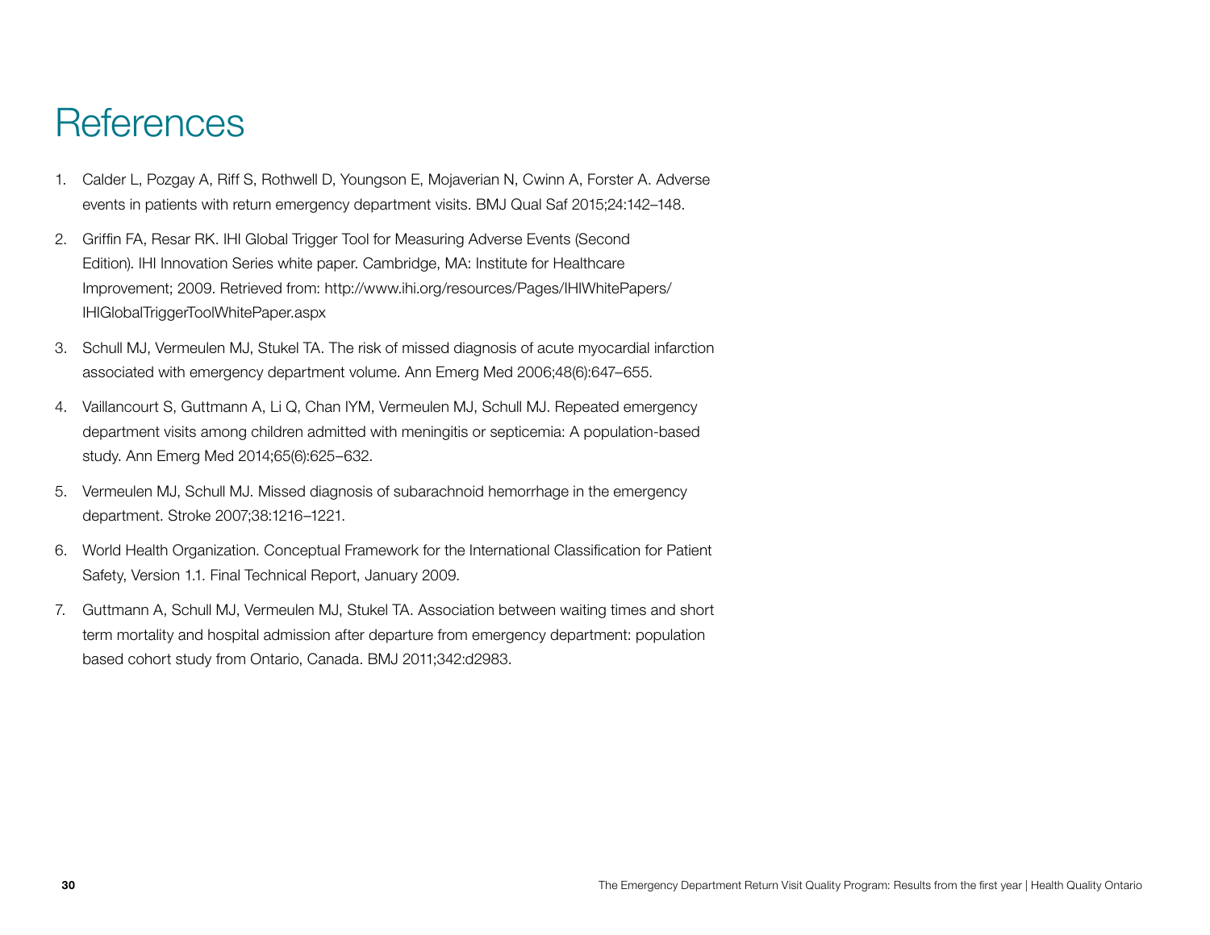# References

1. Calder L, Pozgay A, Riff S, Rothwell D, Youngson E, Mojaverian N, Cwinn A, Forster A. Adverse events in patients with return emergency department visits. BMJ Qual Saf 2015;24:142–148.
2. Griffin FA, Resar RK. IHI Global Trigger Tool for Measuring Adverse Events (Second Edition). IHI Innovation Series white paper. Cambridge, MA: Institute for Healthcare Improvement; 2009. Retrieved from: http://www.ihi.org/resources/Pages/IHIWhitePapers/IHIGlobalTriggerToolWhitePaper.aspx
3. Schull MJ, Vermeulen MJ, Stukel TA. The risk of missed diagnosis of acute myocardial infarction associated with emergency department volume. Ann Emerg Med 2006;48(6):647–655.
4. Vaillancourt S, Guttmann A, Li Q, Chan IYM, Vermeulen MJ, Schull MJ. Repeated emergency department visits among children admitted with meningitis or septicemia: A population-based study. Ann Emerg Med 2014;65(6):625–632.
5. Vermeulen MJ, Schull MJ. Missed diagnosis of subarachnoid hemorrhage in the emergency department. Stroke 2007;38:1216–1221.
6. World Health Organization. Conceptual Framework for the International Classification for Patient Safety, Version 1.1. Final Technical Report, January 2009.
7. Guttmann A, Schull MJ, Vermeulen MJ, Stukel TA. Association between waiting times and short term mortality and hospital admission after departure from emergency department: population based cohort study from Ontario, Canada. BMJ 2011;342:d2983.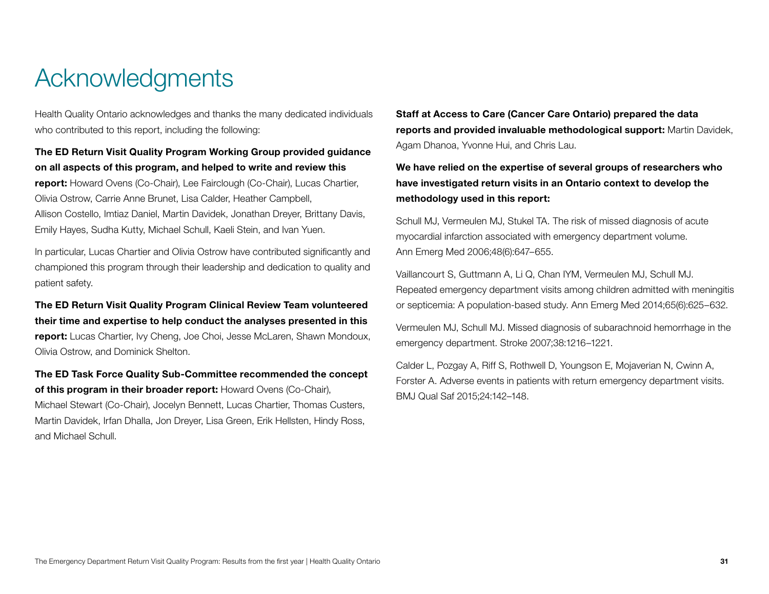# Acknowledgments

Health Quality Ontario acknowledges and thanks the many dedicated individuals who contributed to this report, including the following:

**The ED Return Visit Quality Program Working Group provided guidance on all aspects of this program, and helped to write and review this report:** Howard Ovens (Co-Chair), Lee Fairclough (Co-Chair), Lucas Chartier, Olivia Ostrow, Carrie Anne Brunet, Lisa Calder, Heather Campbell, Allison Costello, Imtiaz Daniel, Martin Davidek, Jonathan Dreyer, Brittany Davis, Emily Hayes, Sudha Kutty, Michael Schull, Kaeli Stein, and Ivan Yuen.

In particular, Lucas Chartier and Olivia Ostrow have contributed significantly and championed this program through their leadership and dedication to quality and patient safety.

**The ED Return Visit Quality Program Clinical Review Team volunteered their time and expertise to help conduct the analyses presented in this report:** Lucas Chartier, Ivy Cheng, Joe Choi, Jesse McLaren, Shawn Mondoux, Olivia Ostrow, and Dominick Shelton.

**The ED Task Force Quality Sub-Committee recommended the concept of this program in their broader report:** Howard Ovens (Co-Chair), Michael Stewart (Co-Chair), Jocelyn Bennett, Lucas Chartier, Thomas Custers, Martin Davidek, Irfan Dhalla, Jon Dreyer, Lisa Green, Erik Hellsten, Hindy Ross, and Michael Schull.

**Staff at Access to Care (Cancer Care Ontario) prepared the data reports and provided invaluable methodological support:** Martin Davidek, Agam Dhanoa, Yvonne Hui, and Chris Lau.

**We have relied on the expertise of several groups of researchers who have investigated return visits in an Ontario context to develop the methodology used in this report:**

Schull MJ, Vermeulen MJ, Stukel TA. The risk of missed diagnosis of acute myocardial infarction associated with emergency department volume. Ann Emerg Med 2006;48(6):647–655.

Vaillancourt S, Guttmann A, Li Q, Chan IYM, Vermeulen MJ, Schull MJ. Repeated emergency department visits among children admitted with meningitis or septicemia: A population-based study. Ann Emerg Med 2014;65(6):625–632.

Vermeulen MJ, Schull MJ. Missed diagnosis of subarachnoid hemorrhage in the emergency department. Stroke 2007;38:1216–1221.

Calder L, Pozgay A, Riff S, Rothwell D, Youngson E, Mojaverian N, Cwinn A, Forster A. Adverse events in patients with return emergency department visits. BMJ Qual Saf 2015;24:142–148.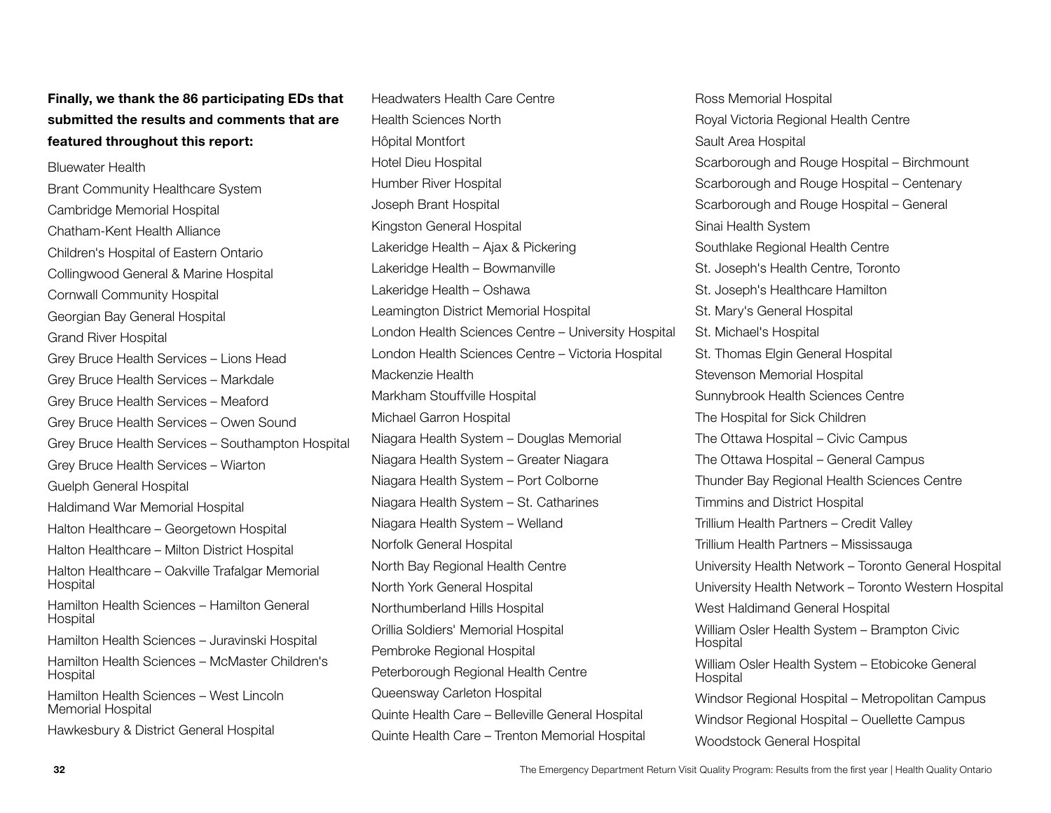**Finally, we thank the 86 participating EDs that submitted the results and comments that are featured throughout this report:**

Bluewater Health

Brant Community Healthcare System

Cambridge Memorial Hospital

Chatham-Kent Health Alliance

Children's Hospital of Eastern Ontario

Collingwood General & Marine Hospital

Cornwall Community Hospital

Georgian Bay General Hospital

Grand River Hospital

Grey Bruce Health Services – Lions Head

Grey Bruce Health Services – Markdale

Grey Bruce Health Services – Meaford

Grey Bruce Health Services – Owen Sound

Grey Bruce Health Services – Southampton Hospital

Grey Bruce Health Services – Wiarton

Guelph General Hospital

Haldimand War Memorial Hospital

Halton Healthcare – Georgetown Hospital

Halton Healthcare – Milton District Hospital

Halton Healthcare – Oakville Trafalgar Memorial Hospital

Hamilton Health Sciences – Hamilton General Hospital

Hamilton Health Sciences – Juravinski Hospital

Hamilton Health Sciences – McMaster Children's Hospital

Hamilton Health Sciences – West Lincoln Memorial Hospital

Hawkesbury & District General Hospital

Headwaters Health Care Centre

Health Sciences North

Hôpital Montfort

Hotel Dieu Hospital

Humber River Hospital

Joseph Brant Hospital

Kingston General Hospital

Lakeridge Health – Ajax & Pickering

Lakeridge Health – Bowmanville

Lakeridge Health – Oshawa

Leamington District Memorial Hospital

London Health Sciences Centre – University Hospital

London Health Sciences Centre – Victoria Hospital

Mackenzie Health

Markham Stouffville Hospital

Michael Garron Hospital

Niagara Health System – Douglas Memorial

Niagara Health System – Greater Niagara

Niagara Health System – Port Colborne

Niagara Health System – St. Catharines

Niagara Health System – Welland

Norfolk General Hospital

North Bay Regional Health Centre

North York General Hospital

Northumberland Hills Hospital

Orillia Soldiers' Memorial Hospital

Pembroke Regional Hospital

Peterborough Regional Health Centre

Queensway Carleton Hospital

Quinte Health Care – Belleville General Hospital

Quinte Health Care – Trenton Memorial Hospital

Ross Memorial Hospital

Royal Victoria Regional Health Centre

Sault Area Hospital

Scarborough and Rouge Hospital – Birchmount

Scarborough and Rouge Hospital – Centenary

Scarborough and Rouge Hospital – General

Sinai Health System

Southlake Regional Health Centre

St. Joseph's Health Centre, Toronto

St. Joseph's Healthcare Hamilton

St. Mary's General Hospital

St. Michael's Hospital

St. Thomas Elgin General Hospital

Stevenson Memorial Hospital

Sunnybrook Health Sciences Centre

The Hospital for Sick Children

The Ottawa Hospital – Civic Campus

The Ottawa Hospital – General Campus

Thunder Bay Regional Health Sciences Centre

Timmins and District Hospital

Trillium Health Partners – Credit Valley

Trillium Health Partners – Mississauga

University Health Network – Toronto General Hospital

University Health Network – Toronto Western Hospital

West Haldimand General Hospital

William Osler Health System – Brampton Civic Hospital

William Osler Health System – Etobicoke General Hospital

Windsor Regional Hospital – Metropolitan Campus

Windsor Regional Hospital – Ouellette Campus

Woodstock General Hospital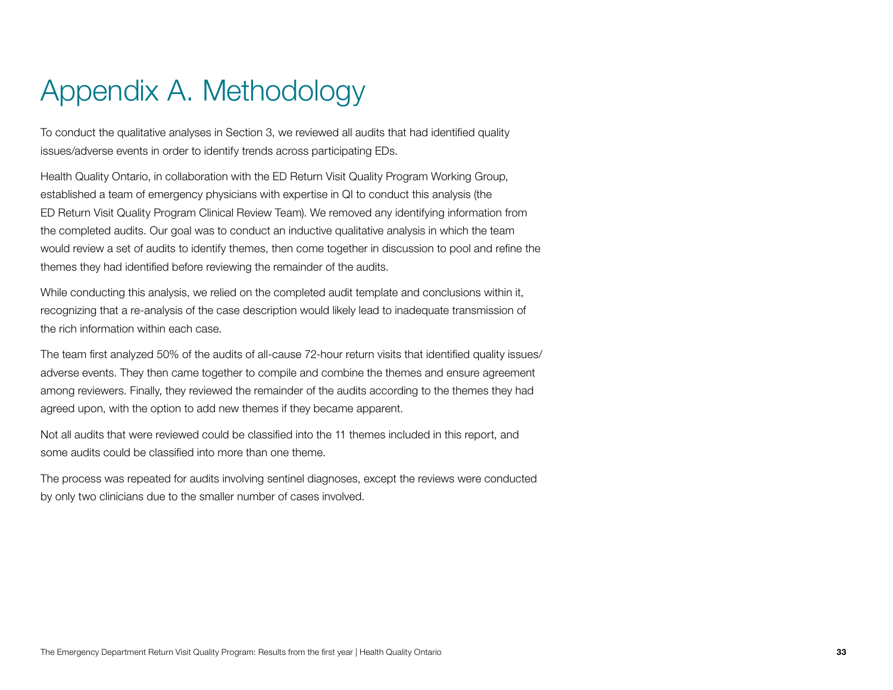# Appendix A. Methodology

To conduct the qualitative analyses in Section 3, we reviewed all audits that had identified quality issues/adverse events in order to identify trends across participating EDs.

Health Quality Ontario, in collaboration with the ED Return Visit Quality Program Working Group, established a team of emergency physicians with expertise in QI to conduct this analysis (the ED Return Visit Quality Program Clinical Review Team). We removed any identifying information from the completed audits. Our goal was to conduct an inductive qualitative analysis in which the team would review a set of audits to identify themes, then come together in discussion to pool and refine the themes they had identified before reviewing the remainder of the audits.

While conducting this analysis, we relied on the completed audit template and conclusions within it, recognizing that a re-analysis of the case description would likely lead to inadequate transmission of the rich information within each case.

The team first analyzed 50% of the audits of all-cause 72-hour return visits that identified quality issues/adverse events. They then came together to compile and combine the themes and ensure agreement among reviewers. Finally, they reviewed the remainder of the audits according to the themes they had agreed upon, with the option to add new themes if they became apparent.

Not all audits that were reviewed could be classified into the 11 themes included in this report, and some audits could be classified into more than one theme.

The process was repeated for audits involving sentinel diagnoses, except the reviews were conducted by only two clinicians due to the smaller number of cases involved.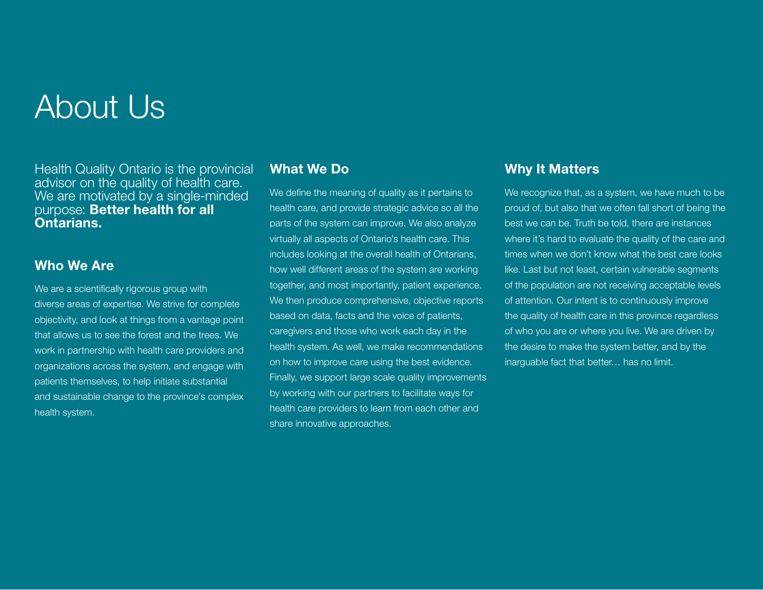# About Us

Health Quality Ontario is the provincial advisor on the quality of health care. We are motivated by a single-minded purpose: **Better health for all Ontarians.**

## Who We Are

We are a scientifically rigorous group with diverse areas of expertise. We strive for complete objectivity, and look at things from a vantage point that allows us to see the forest and the trees. We work in partnership with health care providers and organizations across the system, and engage with patients themselves, to help initiate substantial and sustainable change to the province's complex health system.

## What We Do

We define the meaning of quality as it pertains to health care, and provide strategic advice so all the parts of the system can improve. We also analyze virtually all aspects of Ontario's health care. This includes looking at the overall health of Ontarians, how well different areas of the system are working together, and most importantly, patient experience. We then produce comprehensive, objective reports based on data, facts and the voice of patients, caregivers and those who work each day in the health system. As well, we make recommendations on how to improve care using the best evidence. Finally, we support large scale quality improvements by working with our partners to facilitate ways for health care providers to learn from each other and share innovative approaches.

## Why It Matters

We recognize that, as a system, we have much to be proud of, but also that we often fall short of being the best we can be. Truth be told, there are instances where it's hard to evaluate the quality of the care and times when we don't know what the best care looks like. Last but not least, certain vulnerable segments of the population are not receiving acceptable levels of attention. Our intent is to continuously improve the quality of health care in this province regardless of who you are or where you live. We are driven by the desire to make the system better, and by the inarguable fact that better… has no limit.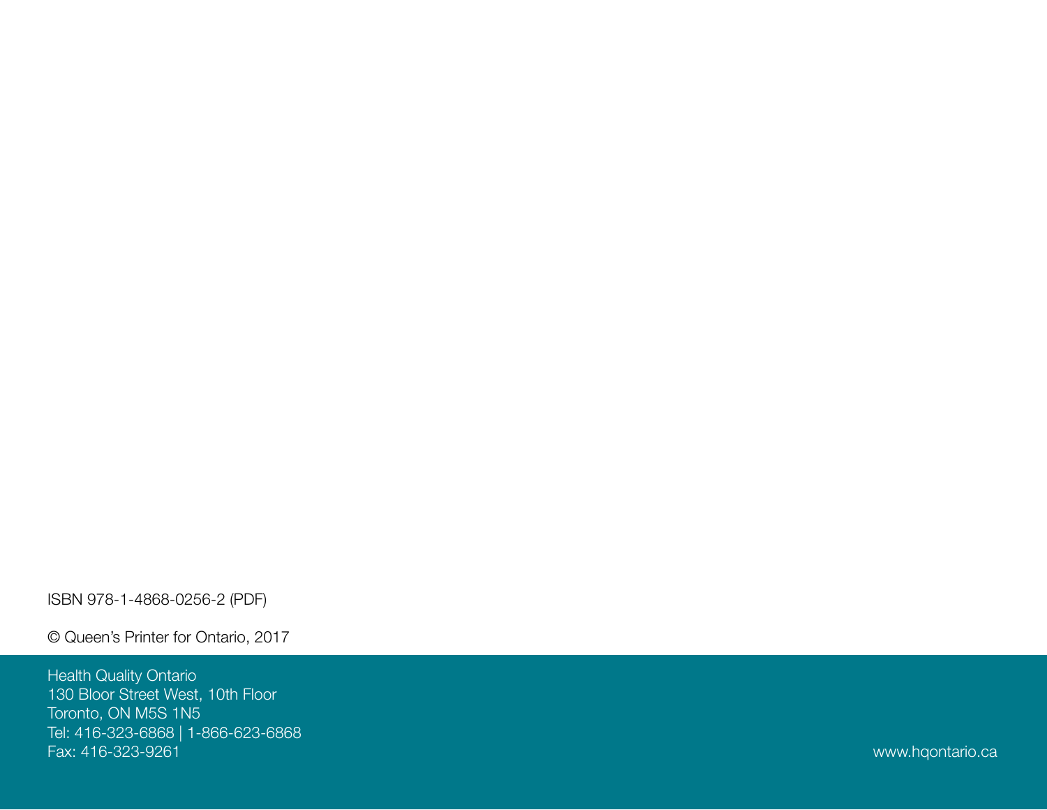ISBN 978-1-4868-0256-2 (PDF)

© Queen's Printer for Ontario, 2017

Health Quality Ontario
130 Bloor Street West, 10th Floor
Toronto, ON M5S 1N5
Tel: 416-323-6868 | 1-866-623-6868
Fax: 416-323-9261

www.hqontario.ca